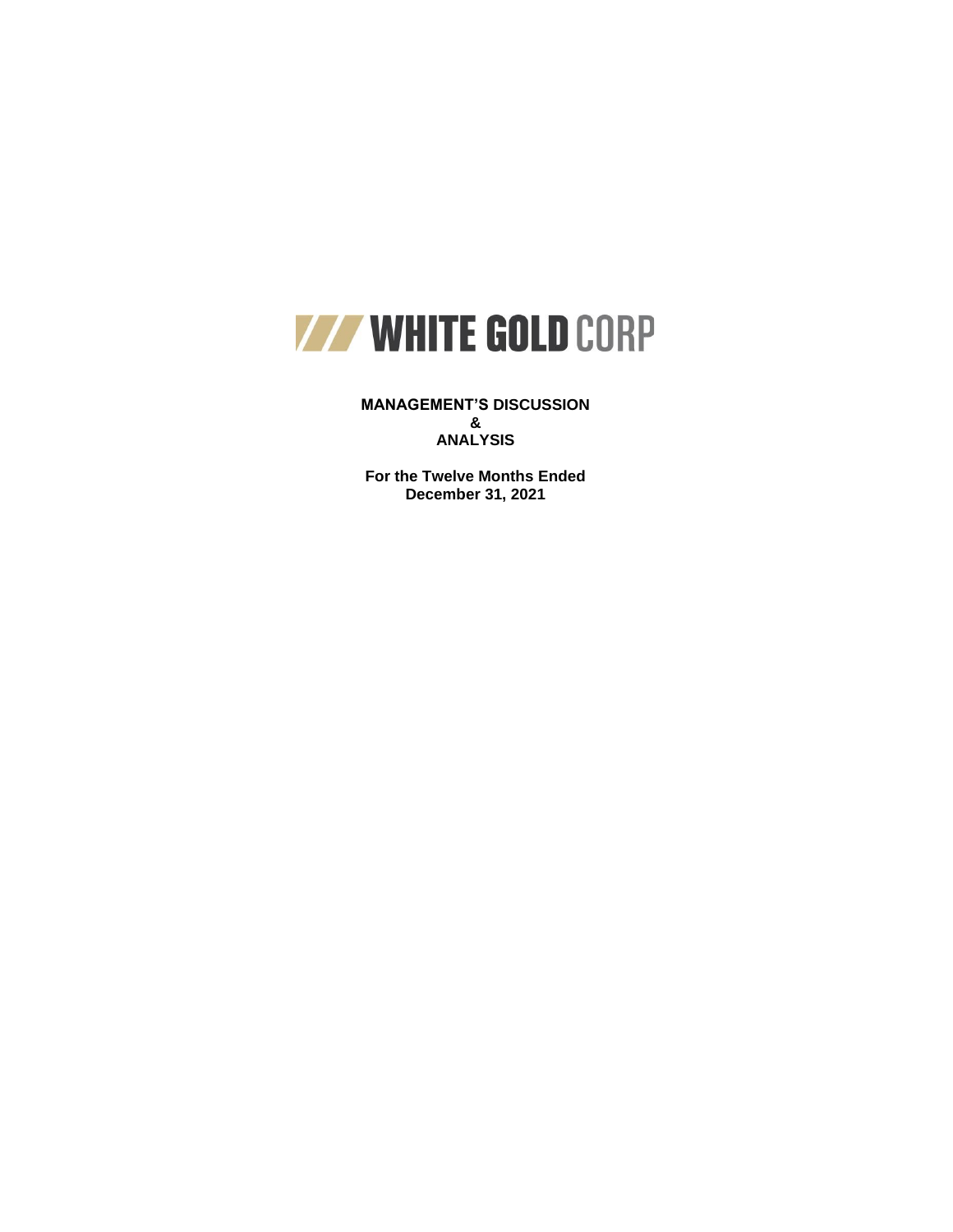# WHITE GOLD CORP

**MANAGEMENT'S DISCUSSION**
**&**
**ANALYSIS**

**For the Twelve Months Ended**
**December 31, 2021**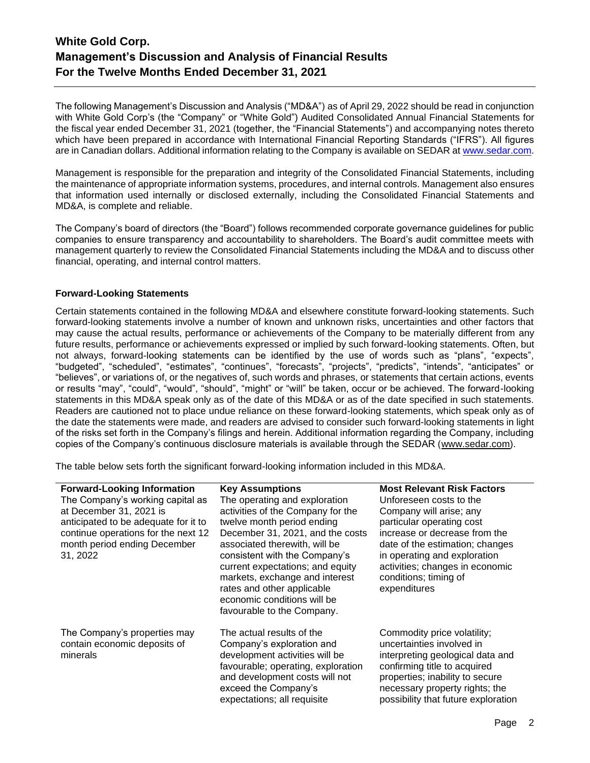# White Gold Corp.
# Management's Discussion and Analysis of Financial Results
# For the Twelve Months Ended December 31, 2021

The following Management's Discussion and Analysis ("MD&A") as of April 29, 2022 should be read in conjunction with White Gold Corp's (the "Company" or "White Gold") Audited Consolidated Annual Financial Statements for the fiscal year ended December 31, 2021 (together, the "Financial Statements") and accompanying notes thereto which have been prepared in accordance with International Financial Reporting Standards ("IFRS"). All figures are in Canadian dollars. Additional information relating to the Company is available on SEDAR at www.sedar.com.

Management is responsible for the preparation and integrity of the Consolidated Financial Statements, including the maintenance of appropriate information systems, procedures, and internal controls. Management also ensures that information used internally or disclosed externally, including the Consolidated Financial Statements and MD&A, is complete and reliable.

The Company's board of directors (the "Board") follows recommended corporate governance guidelines for public companies to ensure transparency and accountability to shareholders. The Board's audit committee meets with management quarterly to review the Consolidated Financial Statements including the MD&A and to discuss other financial, operating, and internal control matters.

### Forward-Looking Statements

Certain statements contained in the following MD&A and elsewhere constitute forward-looking statements. Such forward-looking statements involve a number of known and unknown risks, uncertainties and other factors that may cause the actual results, performance or achievements of the Company to be materially different from any future results, performance or achievements expressed or implied by such forward-looking statements. Often, but not always, forward-looking statements can be identified by the use of words such as "plans", "expects", "budgeted", "scheduled", "estimates", "continues", "forecasts", "projects", "predicts", "intends", "anticipates" or "believes", or variations of, or the negatives of, such words and phrases, or statements that certain actions, events or results "may", "could", "would", "should", "might" or "will" be taken, occur or be achieved. The forward-looking statements in this MD&A speak only as of the date of this MD&A or as of the date specified in such statements. Readers are cautioned not to place undue reliance on these forward-looking statements, which speak only as of the date the statements were made, and readers are advised to consider such forward-looking statements in light of the risks set forth in the Company's filings and herein. Additional information regarding the Company, including copies of the Company's continuous disclosure materials is available through the SEDAR (www.sedar.com).

The table below sets forth the significant forward-looking information included in this MD&A.

| Forward-Looking Information | Key Assumptions | Most Relevant Risk Factors |
|---|---|---|
| The Company's working capital as at December 31, 2021 is anticipated to be adequate for it to continue operations for the next 12 month period ending December 31, 2022 | The operating and exploration activities of the Company for the twelve month period ending December 31, 2021, and the costs associated therewith, will be consistent with the Company's current expectations; and equity markets, exchange and interest rates and other applicable economic conditions will be favourable to the Company. | Unforeseen costs to the Company will arise; any particular operating cost increase or decrease from the date of the estimation; changes in operating and exploration activities; changes in economic conditions; timing of expenditures |
| The Company's properties may contain economic deposits of minerals | The actual results of the Company's exploration and development activities will be favourable; operating, exploration and development costs will not exceed the Company's expectations; all requisite | Commodity price volatility; uncertainties involved in interpreting geological data and confirming title to acquired properties; inability to secure necessary property rights; the possibility that future exploration |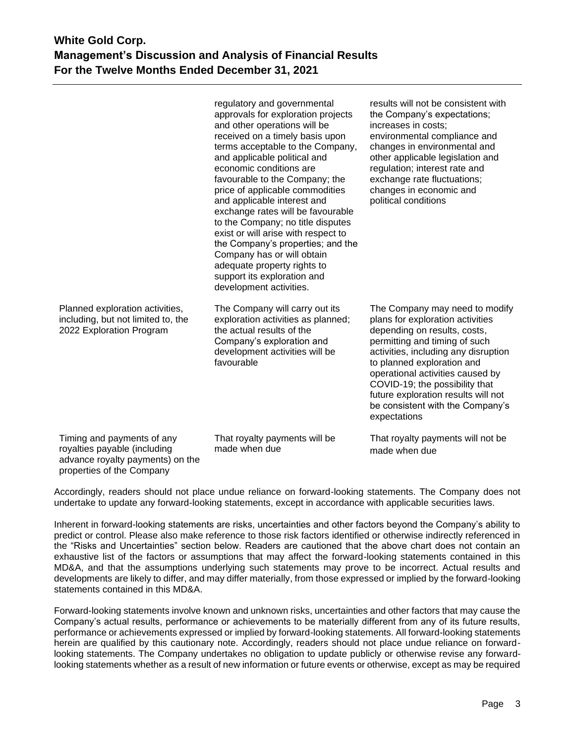| | | |
|---|---|---|
| | regulatory and governmental approvals for exploration projects and other operations will be received on a timely basis upon terms acceptable to the Company, and applicable political and economic conditions are favourable to the Company; the price of applicable commodities and applicable interest and exchange rates will be favourable to the Company; no title disputes exist or will arise with respect to the Company's properties; and the Company has or will obtain adequate property rights to support its exploration and development activities. | results will not be consistent with the Company's expectations; increases in costs; environmental compliance and changes in environmental and other applicable legislation and regulation; interest rate and exchange rate fluctuations; changes in economic and political conditions |
| Planned exploration activities, including, but not limited to, the 2022 Exploration Program | The Company will carry out its exploration activities as planned; the actual results of the Company's exploration and development activities will be favourable | The Company may need to modify plans for exploration activities depending on results, costs, permitting and timing of such activities, including any disruption to planned exploration and operational activities caused by COVID-19; the possibility that future exploration results will not be consistent with the Company's expectations |
| Timing and payments of any royalties payable (including advance royalty payments) on the properties of the Company | That royalty payments will be made when due | That royalty payments will not be made when due |

Accordingly, readers should not place undue reliance on forward-looking statements. The Company does not undertake to update any forward-looking statements, except in accordance with applicable securities laws.

Inherent in forward-looking statements are risks, uncertainties and other factors beyond the Company's ability to predict or control. Please also make reference to those risk factors identified or otherwise indirectly referenced in the "Risks and Uncertainties" section below. Readers are cautioned that the above chart does not contain an exhaustive list of the factors or assumptions that may affect the forward-looking statements contained in this MD&A, and that the assumptions underlying such statements may prove to be incorrect. Actual results and developments are likely to differ, and may differ materially, from those expressed or implied by the forward-looking statements contained in this MD&A.

Forward-looking statements involve known and unknown risks, uncertainties and other factors that may cause the Company's actual results, performance or achievements to be materially different from any of its future results, performance or achievements expressed or implied by forward-looking statements. All forward-looking statements herein are qualified by this cautionary note. Accordingly, readers should not place undue reliance on forward-looking statements. The Company undertakes no obligation to update publicly or otherwise revise any forward-looking statements whether as a result of new information or future events or otherwise, except as may be required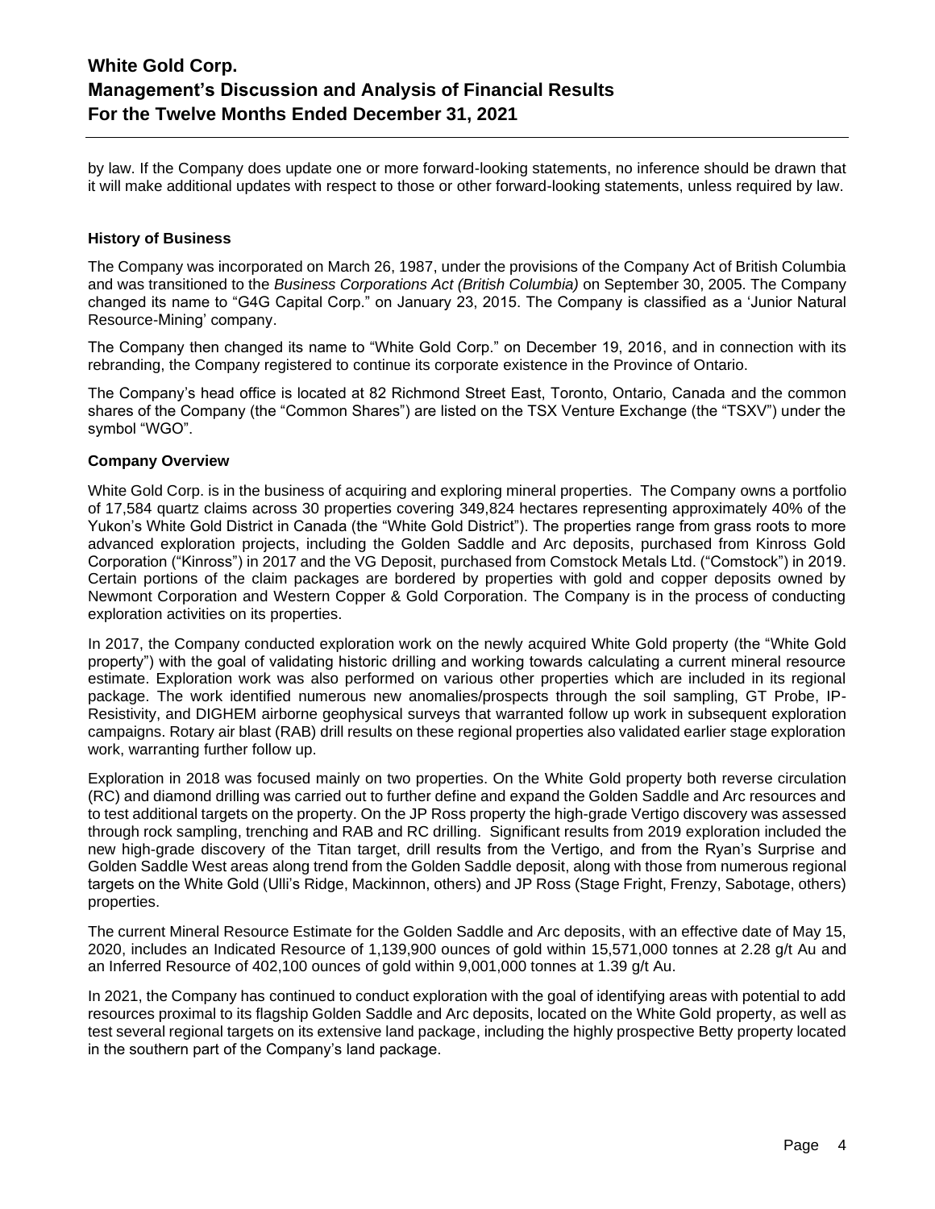by law. If the Company does update one or more forward-looking statements, no inference should be drawn that it will make additional updates with respect to those or other forward-looking statements, unless required by law.

**History of Business**

The Company was incorporated on March 26, 1987, under the provisions of the Company Act of British Columbia and was transitioned to the *Business Corporations Act (British Columbia)* on September 30, 2005. The Company changed its name to "G4G Capital Corp." on January 23, 2015. The Company is classified as a 'Junior Natural Resource-Mining' company.

The Company then changed its name to "White Gold Corp." on December 19, 2016, and in connection with its rebranding, the Company registered to continue its corporate existence in the Province of Ontario.

The Company's head office is located at 82 Richmond Street East, Toronto, Ontario, Canada and the common shares of the Company (the "Common Shares") are listed on the TSX Venture Exchange (the "TSXV") under the symbol "WGO".

**Company Overview**

White Gold Corp. is in the business of acquiring and exploring mineral properties. The Company owns a portfolio of 17,584 quartz claims across 30 properties covering 349,824 hectares representing approximately 40% of the Yukon's White Gold District in Canada (the "White Gold District"). The properties range from grass roots to more advanced exploration projects, including the Golden Saddle and Arc deposits, purchased from Kinross Gold Corporation ("Kinross") in 2017 and the VG Deposit, purchased from Comstock Metals Ltd. ("Comstock") in 2019. Certain portions of the claim packages are bordered by properties with gold and copper deposits owned by Newmont Corporation and Western Copper & Gold Corporation. The Company is in the process of conducting exploration activities on its properties.

In 2017, the Company conducted exploration work on the newly acquired White Gold property (the "White Gold property") with the goal of validating historic drilling and working towards calculating a current mineral resource estimate. Exploration work was also performed on various other properties which are included in its regional package. The work identified numerous new anomalies/prospects through the soil sampling, GT Probe, IP-Resistivity, and DIGHEM airborne geophysical surveys that warranted follow up work in subsequent exploration campaigns. Rotary air blast (RAB) drill results on these regional properties also validated earlier stage exploration work, warranting further follow up.

Exploration in 2018 was focused mainly on two properties. On the White Gold property both reverse circulation (RC) and diamond drilling was carried out to further define and expand the Golden Saddle and Arc resources and to test additional targets on the property. On the JP Ross property the high-grade Vertigo discovery was assessed through rock sampling, trenching and RAB and RC drilling. Significant results from 2019 exploration included the new high-grade discovery of the Titan target, drill results from the Vertigo, and from the Ryan's Surprise and Golden Saddle West areas along trend from the Golden Saddle deposit, along with those from numerous regional targets on the White Gold (Ulli's Ridge, Mackinnon, others) and JP Ross (Stage Fright, Frenzy, Sabotage, others) properties.

The current Mineral Resource Estimate for the Golden Saddle and Arc deposits, with an effective date of May 15, 2020, includes an Indicated Resource of 1,139,900 ounces of gold within 15,571,000 tonnes at 2.28 g/t Au and an Inferred Resource of 402,100 ounces of gold within 9,001,000 tonnes at 1.39 g/t Au.

In 2021, the Company has continued to conduct exploration with the goal of identifying areas with potential to add resources proximal to its flagship Golden Saddle and Arc deposits, located on the White Gold property, as well as test several regional targets on its extensive land package, including the highly prospective Betty property located in the southern part of the Company's land package.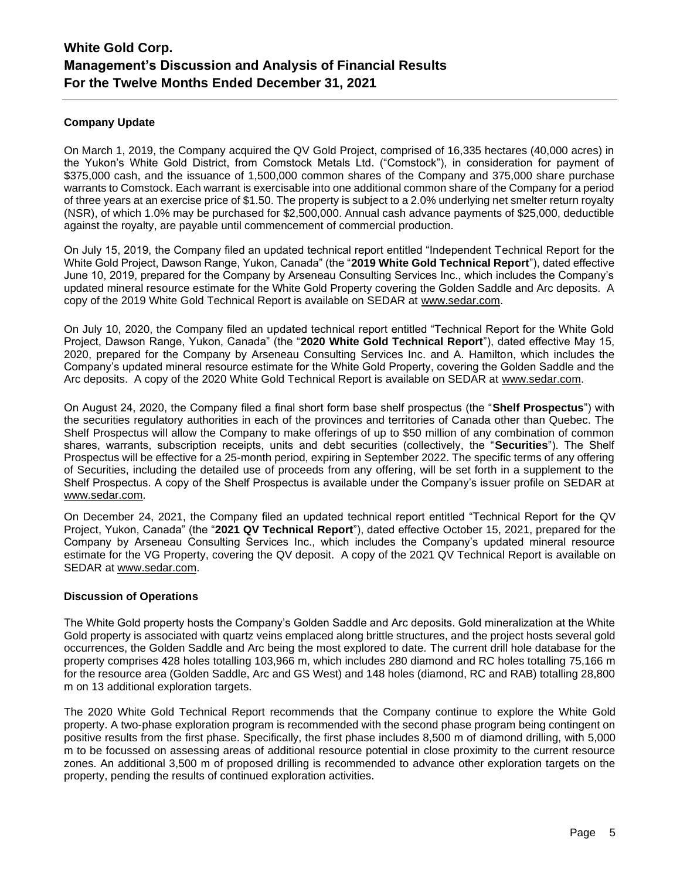### Company Update

On March 1, 2019, the Company acquired the QV Gold Project, comprised of 16,335 hectares (40,000 acres) in the Yukon's White Gold District, from Comstock Metals Ltd. ("Comstock"), in consideration for payment of $375,000 cash, and the issuance of 1,500,000 common shares of the Company and 375,000 share purchase warrants to Comstock. Each warrant is exercisable into one additional common share of the Company for a period of three years at an exercise price of $1.50. The property is subject to a 2.0% underlying net smelter return royalty (NSR), of which 1.0% may be purchased for $2,500,000. Annual cash advance payments of $25,000, deductible against the royalty, are payable until commencement of commercial production.

On July 15, 2019, the Company filed an updated technical report entitled "Independent Technical Report for the White Gold Project, Dawson Range, Yukon, Canada" (the "**2019 White Gold Technical Report**"), dated effective June 10, 2019, prepared for the Company by Arseneau Consulting Services Inc., which includes the Company's updated mineral resource estimate for the White Gold Property covering the Golden Saddle and Arc deposits. A copy of the 2019 White Gold Technical Report is available on SEDAR at www.sedar.com.

On July 10, 2020, the Company filed an updated technical report entitled "Technical Report for the White Gold Project, Dawson Range, Yukon, Canada" (the "**2020 White Gold Technical Report**"), dated effective May 15, 2020, prepared for the Company by Arseneau Consulting Services Inc. and A. Hamilton, which includes the Company's updated mineral resource estimate for the White Gold Property, covering the Golden Saddle and the Arc deposits. A copy of the 2020 White Gold Technical Report is available on SEDAR at www.sedar.com.

On August 24, 2020, the Company filed a final short form base shelf prospectus (the "**Shelf Prospectus**") with the securities regulatory authorities in each of the provinces and territories of Canada other than Quebec. The Shelf Prospectus will allow the Company to make offerings of up to $50 million of any combination of common shares, warrants, subscription receipts, units and debt securities (collectively, the "**Securities**"). The Shelf Prospectus will be effective for a 25-month period, expiring in September 2022. The specific terms of any offering of Securities, including the detailed use of proceeds from any offering, will be set forth in a supplement to the Shelf Prospectus. A copy of the Shelf Prospectus is available under the Company's issuer profile on SEDAR at www.sedar.com.

On December 24, 2021, the Company filed an updated technical report entitled "Technical Report for the QV Project, Yukon, Canada" (the "**2021 QV Technical Report**"), dated effective October 15, 2021, prepared for the Company by Arseneau Consulting Services Inc., which includes the Company's updated mineral resource estimate for the VG Property, covering the QV deposit. A copy of the 2021 QV Technical Report is available on SEDAR at www.sedar.com.

### Discussion of Operations

The White Gold property hosts the Company's Golden Saddle and Arc deposits. Gold mineralization at the White Gold property is associated with quartz veins emplaced along brittle structures, and the project hosts several gold occurrences, the Golden Saddle and Arc being the most explored to date. The current drill hole database for the property comprises 428 holes totalling 103,966 m, which includes 280 diamond and RC holes totalling 75,166 m for the resource area (Golden Saddle, Arc and GS West) and 148 holes (diamond, RC and RAB) totalling 28,800 m on 13 additional exploration targets.

The 2020 White Gold Technical Report recommends that the Company continue to explore the White Gold property. A two-phase exploration program is recommended with the second phase program being contingent on positive results from the first phase. Specifically, the first phase includes 8,500 m of diamond drilling, with 5,000 m to be focussed on assessing areas of additional resource potential in close proximity to the current resource zones. An additional 3,500 m of proposed drilling is recommended to advance other exploration targets on the property, pending the results of continued exploration activities.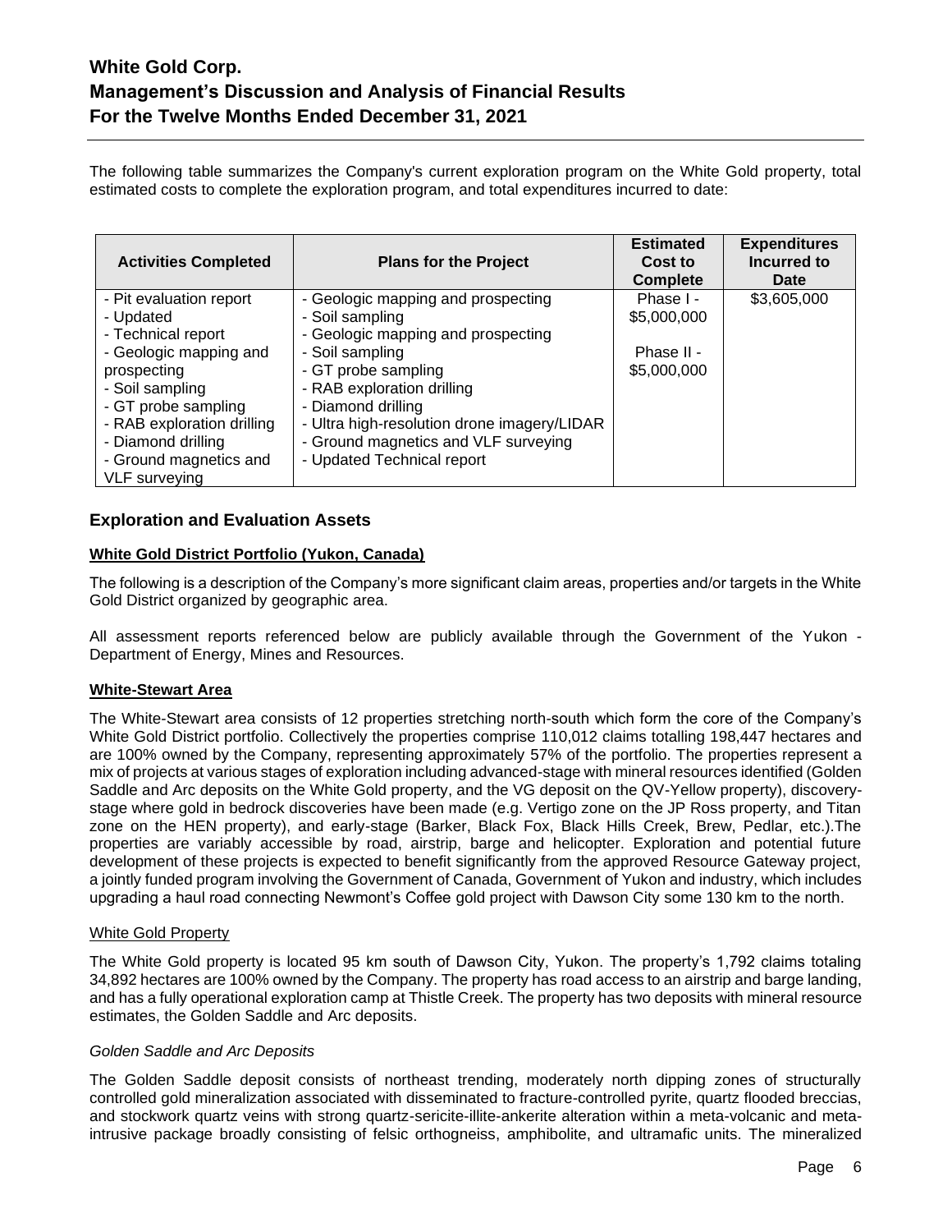The following table summarizes the Company's current exploration program on the White Gold property, total estimated costs to complete the exploration program, and total expenditures incurred to date:

| Activities Completed | Plans for the Project | Estimated Cost to Complete | Expenditures Incurred to Date |
|---|---|---|---|
| - Pit evaluation report<br>- Updated<br>- Technical report<br>- Geologic mapping and prospecting<br>- Soil sampling<br>- GT probe sampling<br>- RAB exploration drilling<br>- Diamond drilling<br>- Ground magnetics and VLF surveying | - Geologic mapping and prospecting<br>- Soil sampling<br>- Geologic mapping and prospecting<br>- Soil sampling<br>- GT probe sampling<br>- RAB exploration drilling<br>- Diamond drilling<br>- Ultra high-resolution drone imagery/LIDAR<br>- Ground magnetics and VLF surveying<br>- Updated Technical report | Phase I - $5,000,000<br><br>Phase II - $5,000,000 | $3,605,000 |

## Exploration and Evaluation Assets

### White Gold District Portfolio (Yukon, Canada)

The following is a description of the Company's more significant claim areas, properties and/or targets in the White Gold District organized by geographic area.

All assessment reports referenced below are publicly available through the Government of the Yukon - Department of Energy, Mines and Resources.

### White-Stewart Area

The White-Stewart area consists of 12 properties stretching north-south which form the core of the Company's White Gold District portfolio. Collectively the properties comprise 110,012 claims totalling 198,447 hectares and are 100% owned by the Company, representing approximately 57% of the portfolio. The properties represent a mix of projects at various stages of exploration including advanced-stage with mineral resources identified (Golden Saddle and Arc deposits on the White Gold property, and the VG deposit on the QV-Yellow property), discovery-stage where gold in bedrock discoveries have been made (e.g. Vertigo zone on the JP Ross property, and Titan zone on the HEN property), and early-stage (Barker, Black Fox, Black Hills Creek, Brew, Pedlar, etc.).The properties are variably accessible by road, airstrip, barge and helicopter. Exploration and potential future development of these projects is expected to benefit significantly from the approved Resource Gateway project, a jointly funded program involving the Government of Canada, Government of Yukon and industry, which includes upgrading a haul road connecting Newmont's Coffee gold project with Dawson City some 130 km to the north.

#### White Gold Property

The White Gold property is located 95 km south of Dawson City, Yukon. The property's 1,792 claims totaling 34,892 hectares are 100% owned by the Company. The property has road access to an airstrip and barge landing, and has a fully operational exploration camp at Thistle Creek. The property has two deposits with mineral resource estimates, the Golden Saddle and Arc deposits.

*Golden Saddle and Arc Deposits*

The Golden Saddle deposit consists of northeast trending, moderately north dipping zones of structurally controlled gold mineralization associated with disseminated to fracture-controlled pyrite, quartz flooded breccias, and stockwork quartz veins with strong quartz-sericite-illite-ankerite alteration within a meta-volcanic and meta-intrusive package broadly consisting of felsic orthogneiss, amphibolite, and ultramafic units. The mineralized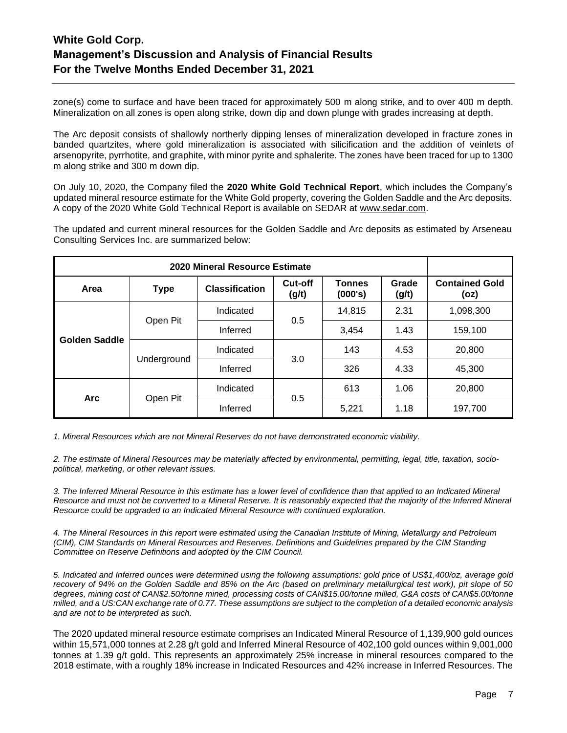zone(s) come to surface and have been traced for approximately 500 m along strike, and to over 400 m depth. Mineralization on all zones is open along strike, down dip and down plunge with grades increasing at depth.

The Arc deposit consists of shallowly northerly dipping lenses of mineralization developed in fracture zones in banded quartzites, where gold mineralization is associated with silicification and the addition of veinlets of arsenopyrite, pyrrhotite, and graphite, with minor pyrite and sphalerite. The zones have been traced for up to 1300 m along strike and 300 m down dip.

On July 10, 2020, the Company filed the **2020 White Gold Technical Report**, which includes the Company's updated mineral resource estimate for the White Gold property, covering the Golden Saddle and the Arc deposits. A copy of the 2020 White Gold Technical Report is available on SEDAR at www.sedar.com.

The updated and current mineral resources for the Golden Saddle and Arc deposits as estimated by Arseneau Consulting Services Inc. are summarized below:

| 2020 Mineral Resource Estimate | | | | | | |
|---|---|---|---|---|---|---|
| **Area** | **Type** | **Classification** | **Cut-off (g/t)** | **Tonnes (000's)** | **Grade (g/t)** | **Contained Gold (oz)** |
| **Golden Saddle** | Open Pit | Indicated | 0.5 | 14,815 | 2.31 | 1,098,300 |
| | | Inferred | | 3,454 | 1.43 | 159,100 |
| | Underground | Indicated | 3.0 | 143 | 4.53 | 20,800 |
| | | Inferred | | 326 | 4.33 | 45,300 |
| **Arc** | Open Pit | Indicated | 0.5 | 613 | 1.06 | 20,800 |
| | | Inferred | | 5,221 | 1.18 | 197,700 |

*1. Mineral Resources which are not Mineral Reserves do not have demonstrated economic viability.*

*2. The estimate of Mineral Resources may be materially affected by environmental, permitting, legal, title, taxation, socio-political, marketing, or other relevant issues.*

*3. The Inferred Mineral Resource in this estimate has a lower level of confidence than that applied to an Indicated Mineral Resource and must not be converted to a Mineral Reserve. It is reasonably expected that the majority of the Inferred Mineral Resource could be upgraded to an Indicated Mineral Resource with continued exploration.*

*4. The Mineral Resources in this report were estimated using the Canadian Institute of Mining, Metallurgy and Petroleum (CIM), CIM Standards on Mineral Resources and Reserves, Definitions and Guidelines prepared by the CIM Standing Committee on Reserve Definitions and adopted by the CIM Council.*

*5. Indicated and Inferred ounces were determined using the following assumptions: gold price of US$1,400/oz, average gold recovery of 94% on the Golden Saddle and 85% on the Arc (based on preliminary metallurgical test work), pit slope of 50 degrees, mining cost of CAN$2.50/tonne mined, processing costs of CAN$15.00/tonne milled, G&A costs of CAN$5.00/tonne milled, and a US:CAN exchange rate of 0.77. These assumptions are subject to the completion of a detailed economic analysis and are not to be interpreted as such.*

The 2020 updated mineral resource estimate comprises an Indicated Mineral Resource of 1,139,900 gold ounces within 15,571,000 tonnes at 2.28 g/t gold and Inferred Mineral Resource of 402,100 gold ounces within 9,001,000 tonnes at 1.39 g/t gold. This represents an approximately 25% increase in mineral resources compared to the 2018 estimate, with a roughly 18% increase in Indicated Resources and 42% increase in Inferred Resources. The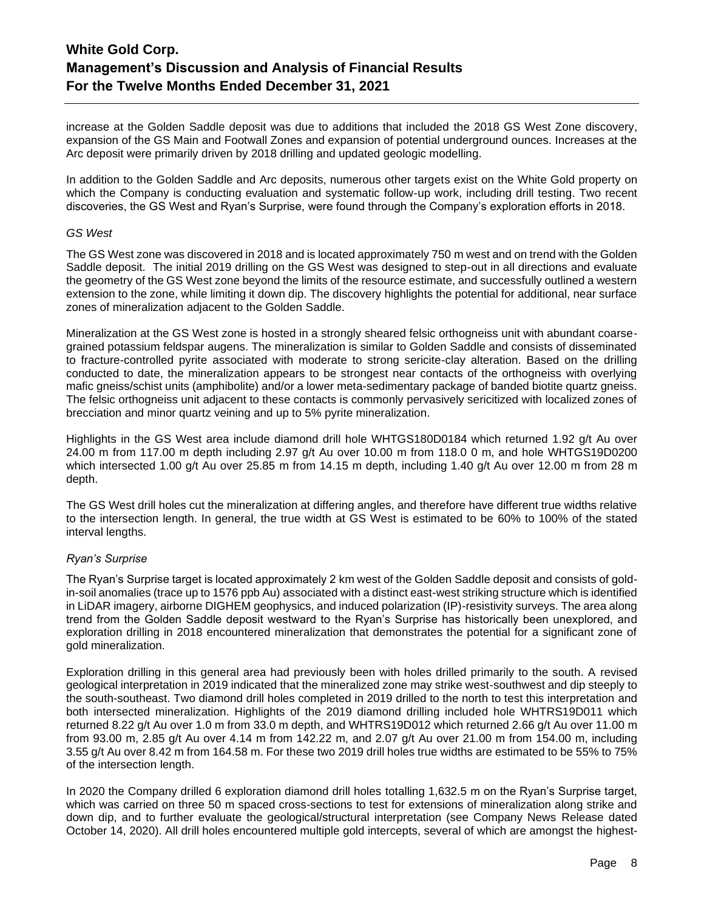increase at the Golden Saddle deposit was due to additions that included the 2018 GS West Zone discovery, expansion of the GS Main and Footwall Zones and expansion of potential underground ounces. Increases at the Arc deposit were primarily driven by 2018 drilling and updated geologic modelling.

In addition to the Golden Saddle and Arc deposits, numerous other targets exist on the White Gold property on which the Company is conducting evaluation and systematic follow-up work, including drill testing. Two recent discoveries, the GS West and Ryan's Surprise, were found through the Company's exploration efforts in 2018.

*GS West*

The GS West zone was discovered in 2018 and is located approximately 750 m west and on trend with the Golden Saddle deposit. The initial 2019 drilling on the GS West was designed to step-out in all directions and evaluate the geometry of the GS West zone beyond the limits of the resource estimate, and successfully outlined a western extension to the zone, while limiting it down dip. The discovery highlights the potential for additional, near surface zones of mineralization adjacent to the Golden Saddle.

Mineralization at the GS West zone is hosted in a strongly sheared felsic orthogneiss unit with abundant coarse-grained potassium feldspar augens. The mineralization is similar to Golden Saddle and consists of disseminated to fracture-controlled pyrite associated with moderate to strong sericite-clay alteration. Based on the drilling conducted to date, the mineralization appears to be strongest near contacts of the orthogneiss with overlying mafic gneiss/schist units (amphibolite) and/or a lower meta-sedimentary package of banded biotite quartz gneiss. The felsic orthogneiss unit adjacent to these contacts is commonly pervasively sericitized with localized zones of brecciation and minor quartz veining and up to 5% pyrite mineralization.

Highlights in the GS West area include diamond drill hole WHTGS180D0184 which returned 1.92 g/t Au over 24.00 m from 117.00 m depth including 2.97 g/t Au over 10.00 m from 118.0 0 m, and hole WHTGS19D0200 which intersected 1.00 g/t Au over 25.85 m from 14.15 m depth, including 1.40 g/t Au over 12.00 m from 28 m depth.

The GS West drill holes cut the mineralization at differing angles, and therefore have different true widths relative to the intersection length. In general, the true width at GS West is estimated to be 60% to 100% of the stated interval lengths.

*Ryan's Surprise*

The Ryan's Surprise target is located approximately 2 km west of the Golden Saddle deposit and consists of gold-in-soil anomalies (trace up to 1576 ppb Au) associated with a distinct east-west striking structure which is identified in LiDAR imagery, airborne DIGHEM geophysics, and induced polarization (IP)-resistivity surveys. The area along trend from the Golden Saddle deposit westward to the Ryan's Surprise has historically been unexplored, and exploration drilling in 2018 encountered mineralization that demonstrates the potential for a significant zone of gold mineralization.

Exploration drilling in this general area had previously been with holes drilled primarily to the south. A revised geological interpretation in 2019 indicated that the mineralized zone may strike west-southwest and dip steeply to the south-southeast. Two diamond drill holes completed in 2019 drilled to the north to test this interpretation and both intersected mineralization. Highlights of the 2019 diamond drilling included hole WHTRS19D011 which returned 8.22 g/t Au over 1.0 m from 33.0 m depth, and WHTRS19D012 which returned 2.66 g/t Au over 11.00 m from 93.00 m, 2.85 g/t Au over 4.14 m from 142.22 m, and 2.07 g/t Au over 21.00 m from 154.00 m, including 3.55 g/t Au over 8.42 m from 164.58 m. For these two 2019 drill holes true widths are estimated to be 55% to 75% of the intersection length.

In 2020 the Company drilled 6 exploration diamond drill holes totalling 1,632.5 m on the Ryan's Surprise target, which was carried on three 50 m spaced cross-sections to test for extensions of mineralization along strike and down dip, and to further evaluate the geological/structural interpretation (see Company News Release dated October 14, 2020). All drill holes encountered multiple gold intercepts, several of which are amongst the highest-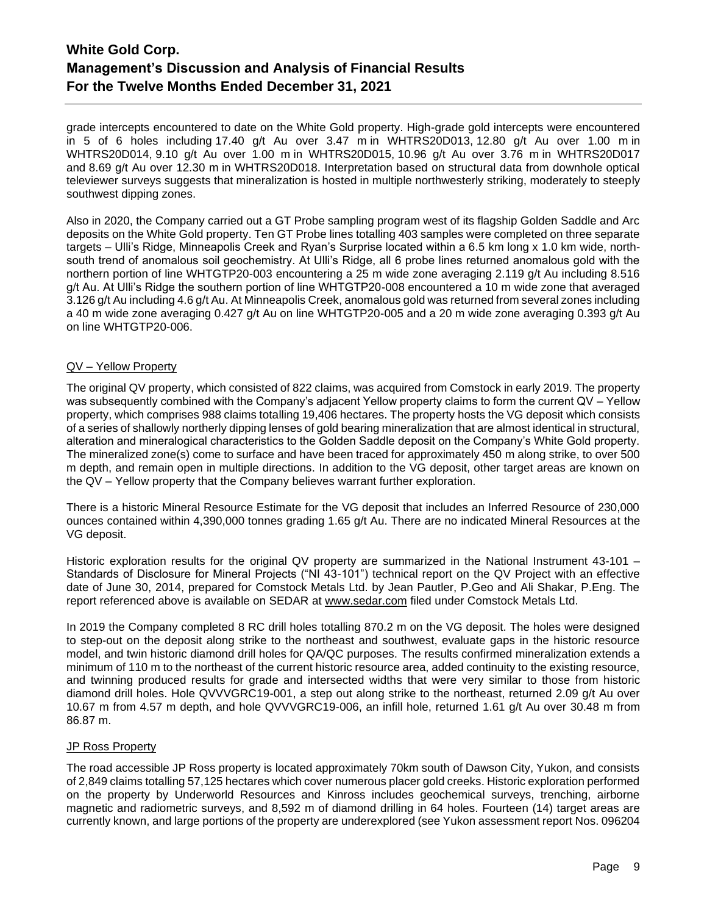grade intercepts encountered to date on the White Gold property. High-grade gold intercepts were encountered in 5 of 6 holes including 17.40 g/t Au over 3.47 m in WHTRS20D013, 12.80 g/t Au over 1.00 m in WHTRS20D014, 9.10 g/t Au over 1.00 m in WHTRS20D015, 10.96 g/t Au over 3.76 m in WHTRS20D017 and 8.69 g/t Au over 12.30 m in WHTRS20D018. Interpretation based on structural data from downhole optical televiewer surveys suggests that mineralization is hosted in multiple northwesterly striking, moderately to steeply southwest dipping zones.

Also in 2020, the Company carried out a GT Probe sampling program west of its flagship Golden Saddle and Arc deposits on the White Gold property. Ten GT Probe lines totalling 403 samples were completed on three separate targets – Ulli's Ridge, Minneapolis Creek and Ryan's Surprise located within a 6.5 km long x 1.0 km wide, north-south trend of anomalous soil geochemistry. At Ulli's Ridge, all 6 probe lines returned anomalous gold with the northern portion of line WHTGTP20-003 encountering a 25 m wide zone averaging 2.119 g/t Au including 8.516 g/t Au. At Ulli's Ridge the southern portion of line WHTGTP20-008 encountered a 10 m wide zone that averaged 3.126 g/t Au including 4.6 g/t Au. At Minneapolis Creek, anomalous gold was returned from several zones including a 40 m wide zone averaging 0.427 g/t Au on line WHTGTP20-005 and a 20 m wide zone averaging 0.393 g/t Au on line WHTGTP20-006.

### QV – Yellow Property

The original QV property, which consisted of 822 claims, was acquired from Comstock in early 2019. The property was subsequently combined with the Company's adjacent Yellow property claims to form the current QV – Yellow property, which comprises 988 claims totalling 19,406 hectares. The property hosts the VG deposit which consists of a series of shallowly northerly dipping lenses of gold bearing mineralization that are almost identical in structural, alteration and mineralogical characteristics to the Golden Saddle deposit on the Company's White Gold property. The mineralized zone(s) come to surface and have been traced for approximately 450 m along strike, to over 500 m depth, and remain open in multiple directions. In addition to the VG deposit, other target areas are known on the QV – Yellow property that the Company believes warrant further exploration.

There is a historic Mineral Resource Estimate for the VG deposit that includes an Inferred Resource of 230,000 ounces contained within 4,390,000 tonnes grading 1.65 g/t Au. There are no indicated Mineral Resources at the VG deposit.

Historic exploration results for the original QV property are summarized in the National Instrument 43-101 – Standards of Disclosure for Mineral Projects ("NI 43-101") technical report on the QV Project with an effective date of June 30, 2014, prepared for Comstock Metals Ltd. by Jean Pautler, P.Geo and Ali Shakar, P.Eng. The report referenced above is available on SEDAR at www.sedar.com filed under Comstock Metals Ltd.

In 2019 the Company completed 8 RC drill holes totalling 870.2 m on the VG deposit. The holes were designed to step-out on the deposit along strike to the northeast and southwest, evaluate gaps in the historic resource model, and twin historic diamond drill holes for QA/QC purposes. The results confirmed mineralization extends a minimum of 110 m to the northeast of the current historic resource area, added continuity to the existing resource, and twinning produced results for grade and intersected widths that were very similar to those from historic diamond drill holes. Hole QVVVGRC19-001, a step out along strike to the northeast, returned 2.09 g/t Au over 10.67 m from 4.57 m depth, and hole QVVVGRC19-006, an infill hole, returned 1.61 g/t Au over 30.48 m from 86.87 m.

### JP Ross Property

The road accessible JP Ross property is located approximately 70km south of Dawson City, Yukon, and consists of 2,849 claims totalling 57,125 hectares which cover numerous placer gold creeks. Historic exploration performed on the property by Underworld Resources and Kinross includes geochemical surveys, trenching, airborne magnetic and radiometric surveys, and 8,592 m of diamond drilling in 64 holes. Fourteen (14) target areas are currently known, and large portions of the property are underexplored (see Yukon assessment report Nos. 096204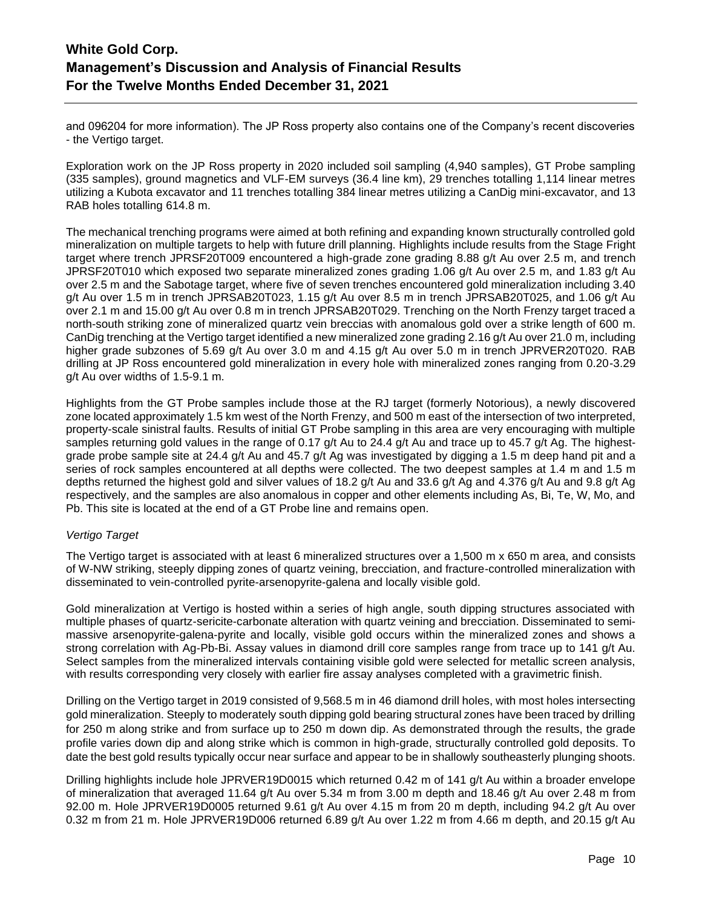and 096204 for more information). The JP Ross property also contains one of the Company's recent discoveries - the Vertigo target.

Exploration work on the JP Ross property in 2020 included soil sampling (4,940 samples), GT Probe sampling (335 samples), ground magnetics and VLF-EM surveys (36.4 line km), 29 trenches totalling 1,114 linear metres utilizing a Kubota excavator and 11 trenches totalling 384 linear metres utilizing a CanDig mini-excavator, and 13 RAB holes totalling 614.8 m.

The mechanical trenching programs were aimed at both refining and expanding known structurally controlled gold mineralization on multiple targets to help with future drill planning. Highlights include results from the Stage Fright target where trench JPRSF20T009 encountered a high-grade zone grading 8.88 g/t Au over 2.5 m, and trench JPRSF20T010 which exposed two separate mineralized zones grading 1.06 g/t Au over 2.5 m, and 1.83 g/t Au over 2.5 m and the Sabotage target, where five of seven trenches encountered gold mineralization including 3.40 g/t Au over 1.5 m in trench JPRSAB20T023, 1.15 g/t Au over 8.5 m in trench JPRSAB20T025, and 1.06 g/t Au over 2.1 m and 15.00 g/t Au over 0.8 m in trench JPRSAB20T029. Trenching on the North Frenzy target traced a north-south striking zone of mineralized quartz vein breccias with anomalous gold over a strike length of 600 m. CanDig trenching at the Vertigo target identified a new mineralized zone grading 2.16 g/t Au over 21.0 m, including higher grade subzones of 5.69 g/t Au over 3.0 m and 4.15 g/t Au over 5.0 m in trench JPRVER20T020. RAB drilling at JP Ross encountered gold mineralization in every hole with mineralized zones ranging from 0.20-3.29 g/t Au over widths of 1.5-9.1 m.

Highlights from the GT Probe samples include those at the RJ target (formerly Notorious), a newly discovered zone located approximately 1.5 km west of the North Frenzy, and 500 m east of the intersection of two interpreted, property-scale sinistral faults. Results of initial GT Probe sampling in this area are very encouraging with multiple samples returning gold values in the range of 0.17 g/t Au to 24.4 g/t Au and trace up to 45.7 g/t Ag. The highest-grade probe sample site at 24.4 g/t Au and 45.7 g/t Ag was investigated by digging a 1.5 m deep hand pit and a series of rock samples encountered at all depths were collected. The two deepest samples at 1.4 m and 1.5 m depths returned the highest gold and silver values of 18.2 g/t Au and 33.6 g/t Ag and 4.376 g/t Au and 9.8 g/t Ag respectively, and the samples are also anomalous in copper and other elements including As, Bi, Te, W, Mo, and Pb. This site is located at the end of a GT Probe line and remains open.

*Vertigo Target*

The Vertigo target is associated with at least 6 mineralized structures over a 1,500 m x 650 m area, and consists of W-NW striking, steeply dipping zones of quartz veining, brecciation, and fracture-controlled mineralization with disseminated to vein-controlled pyrite-arsenopyrite-galena and locally visible gold.

Gold mineralization at Vertigo is hosted within a series of high angle, south dipping structures associated with multiple phases of quartz-sericite-carbonate alteration with quartz veining and brecciation. Disseminated to semi-massive arsenopyrite-galena-pyrite and locally, visible gold occurs within the mineralized zones and shows a strong correlation with Ag-Pb-Bi. Assay values in diamond drill core samples range from trace up to 141 g/t Au. Select samples from the mineralized intervals containing visible gold were selected for metallic screen analysis, with results corresponding very closely with earlier fire assay analyses completed with a gravimetric finish.

Drilling on the Vertigo target in 2019 consisted of 9,568.5 m in 46 diamond drill holes, with most holes intersecting gold mineralization. Steeply to moderately south dipping gold bearing structural zones have been traced by drilling for 250 m along strike and from surface up to 250 m down dip. As demonstrated through the results, the grade profile varies down dip and along strike which is common in high-grade, structurally controlled gold deposits. To date the best gold results typically occur near surface and appear to be in shallowly southeasterly plunging shoots.

Drilling highlights include hole JPRVER19D0015 which returned 0.42 m of 141 g/t Au within a broader envelope of mineralization that averaged 11.64 g/t Au over 5.34 m from 3.00 m depth and 18.46 g/t Au over 2.48 m from 92.00 m. Hole JPRVER19D0005 returned 9.61 g/t Au over 4.15 m from 20 m depth, including 94.2 g/t Au over 0.32 m from 21 m. Hole JPRVER19D006 returned 6.89 g/t Au over 1.22 m from 4.66 m depth, and 20.15 g/t Au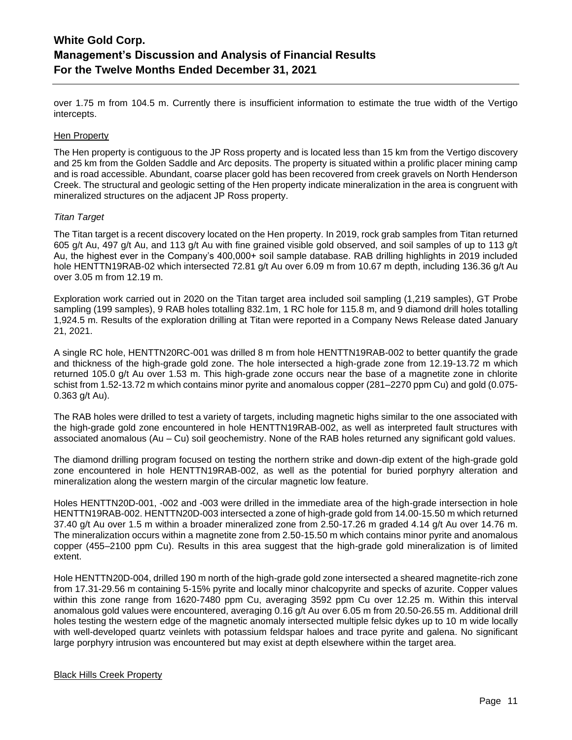over 1.75 m from 104.5 m. Currently there is insufficient information to estimate the true width of the Vertigo intercepts.

## Hen Property

The Hen property is contiguous to the JP Ross property and is located less than 15 km from the Vertigo discovery and 25 km from the Golden Saddle and Arc deposits. The property is situated within a prolific placer mining camp and is road accessible. Abundant, coarse placer gold has been recovered from creek gravels on North Henderson Creek. The structural and geologic setting of the Hen property indicate mineralization in the area is congruent with mineralized structures on the adjacent JP Ross property.

### *Titan Target*

The Titan target is a recent discovery located on the Hen property. In 2019, rock grab samples from Titan returned 605 g/t Au, 497 g/t Au, and 113 g/t Au with fine grained visible gold observed, and soil samples of up to 113 g/t Au, the highest ever in the Company's 400,000+ soil sample database. RAB drilling highlights in 2019 included hole HENTTN19RAB-02 which intersected 72.81 g/t Au over 6.09 m from 10.67 m depth, including 136.36 g/t Au over 3.05 m from 12.19 m.

Exploration work carried out in 2020 on the Titan target area included soil sampling (1,219 samples), GT Probe sampling (199 samples), 9 RAB holes totalling 832.1m, 1 RC hole for 115.8 m, and 9 diamond drill holes totalling 1,924.5 m. Results of the exploration drilling at Titan were reported in a Company News Release dated January 21, 2021.

A single RC hole, HENTTN20RC-001 was drilled 8 m from hole HENTTN19RAB-002 to better quantify the grade and thickness of the high-grade gold zone. The hole intersected a high-grade zone from 12.19-13.72 m which returned 105.0 g/t Au over 1.53 m. This high-grade zone occurs near the base of a magnetite zone in chlorite schist from 1.52-13.72 m which contains minor pyrite and anomalous copper (281–2270 ppm Cu) and gold (0.075-0.363 g/t Au).

The RAB holes were drilled to test a variety of targets, including magnetic highs similar to the one associated with the high-grade gold zone encountered in hole HENTTN19RAB-002, as well as interpreted fault structures with associated anomalous (Au – Cu) soil geochemistry. None of the RAB holes returned any significant gold values.

The diamond drilling program focused on testing the northern strike and down-dip extent of the high-grade gold zone encountered in hole HENTTN19RAB-002, as well as the potential for buried porphyry alteration and mineralization along the western margin of the circular magnetic low feature.

Holes HENTTN20D-001, -002 and -003 were drilled in the immediate area of the high-grade intersection in hole HENTTN19RAB-002. HENTTN20D-003 intersected a zone of high-grade gold from 14.00-15.50 m which returned 37.40 g/t Au over 1.5 m within a broader mineralized zone from 2.50-17.26 m graded 4.14 g/t Au over 14.76 m. The mineralization occurs within a magnetite zone from 2.50-15.50 m which contains minor pyrite and anomalous copper (455–2100 ppm Cu). Results in this area suggest that the high-grade gold mineralization is of limited extent.

Hole HENTTN20D-004, drilled 190 m north of the high-grade gold zone intersected a sheared magnetite-rich zone from 17.31-29.56 m containing 5-15% pyrite and locally minor chalcopyrite and specks of azurite. Copper values within this zone range from 1620-7480 ppm Cu, averaging 3592 ppm Cu over 12.25 m. Within this interval anomalous gold values were encountered, averaging 0.16 g/t Au over 6.05 m from 20.50-26.55 m. Additional drill holes testing the western edge of the magnetic anomaly intersected multiple felsic dykes up to 10 m wide locally with well-developed quartz veinlets with potassium feldspar haloes and trace pyrite and galena. No significant large porphyry intrusion was encountered but may exist at depth elsewhere within the target area.

## Black Hills Creek Property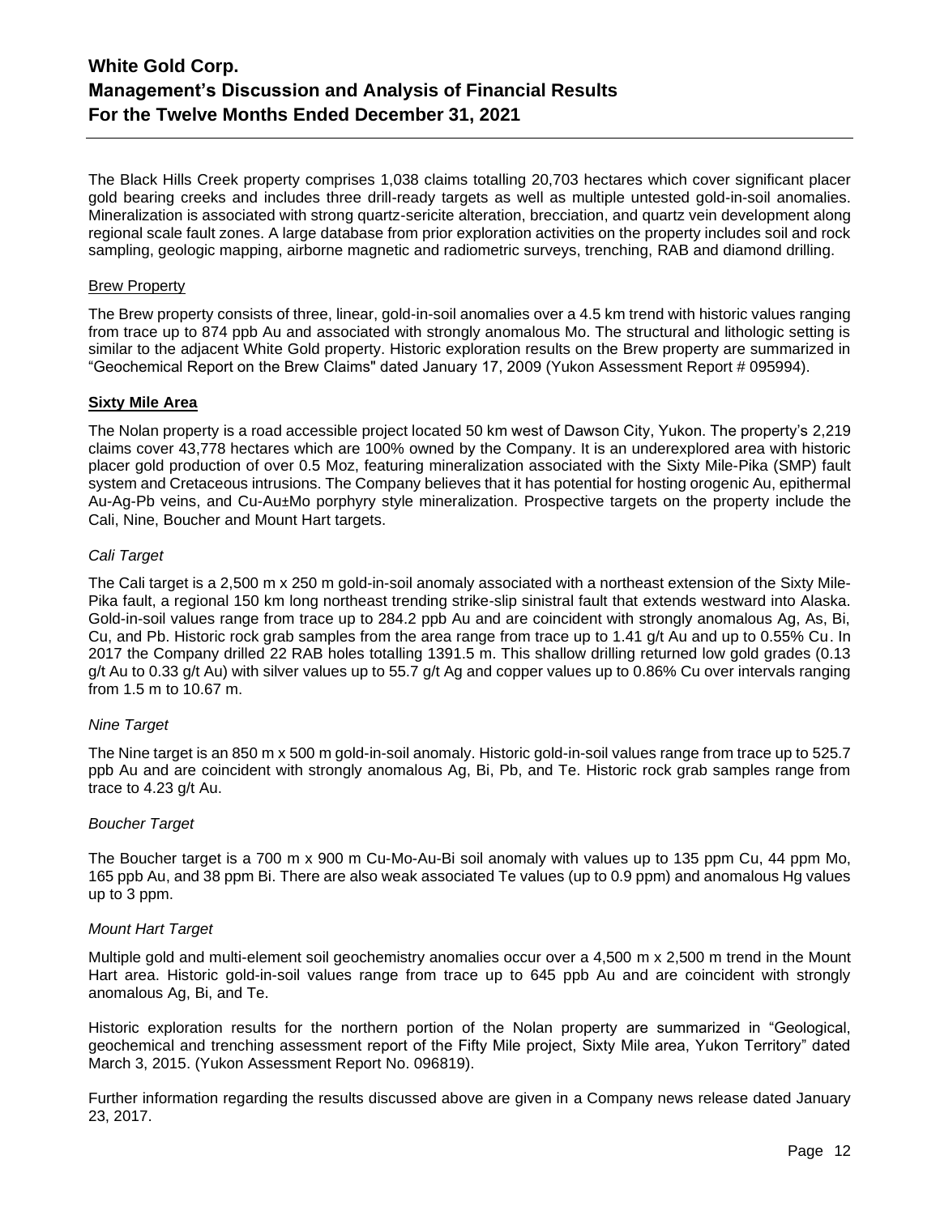The Black Hills Creek property comprises 1,038 claims totalling 20,703 hectares which cover significant placer gold bearing creeks and includes three drill-ready targets as well as multiple untested gold-in-soil anomalies. Mineralization is associated with strong quartz-sericite alteration, brecciation, and quartz vein development along regional scale fault zones. A large database from prior exploration activities on the property includes soil and rock sampling, geologic mapping, airborne magnetic and radiometric surveys, trenching, RAB and diamond drilling.

### Brew Property

The Brew property consists of three, linear, gold-in-soil anomalies over a 4.5 km trend with historic values ranging from trace up to 874 ppb Au and associated with strongly anomalous Mo. The structural and lithologic setting is similar to the adjacent White Gold property. Historic exploration results on the Brew property are summarized in "Geochemical Report on the Brew Claims" dated January 17, 2009 (Yukon Assessment Report # 095994).

### Sixty Mile Area

The Nolan property is a road accessible project located 50 km west of Dawson City, Yukon. The property's 2,219 claims cover 43,778 hectares which are 100% owned by the Company. It is an underexplored area with historic placer gold production of over 0.5 Moz, featuring mineralization associated with the Sixty Mile-Pika (SMP) fault system and Cretaceous intrusions. The Company believes that it has potential for hosting orogenic Au, epithermal Au-Ag-Pb veins, and Cu-Au±Mo porphyry style mineralization. Prospective targets on the property include the Cali, Nine, Boucher and Mount Hart targets.

#### *Cali Target*

The Cali target is a 2,500 m x 250 m gold-in-soil anomaly associated with a northeast extension of the Sixty Mile-Pika fault, a regional 150 km long northeast trending strike-slip sinistral fault that extends westward into Alaska. Gold-in-soil values range from trace up to 284.2 ppb Au and are coincident with strongly anomalous Ag, As, Bi, Cu, and Pb. Historic rock grab samples from the area range from trace up to 1.41 g/t Au and up to 0.55% Cu. In 2017 the Company drilled 22 RAB holes totalling 1391.5 m. This shallow drilling returned low gold grades (0.13 g/t Au to 0.33 g/t Au) with silver values up to 55.7 g/t Ag and copper values up to 0.86% Cu over intervals ranging from 1.5 m to 10.67 m.

#### *Nine Target*

The Nine target is an 850 m x 500 m gold-in-soil anomaly. Historic gold-in-soil values range from trace up to 525.7 ppb Au and are coincident with strongly anomalous Ag, Bi, Pb, and Te. Historic rock grab samples range from trace to 4.23 g/t Au.

#### *Boucher Target*

The Boucher target is a 700 m x 900 m Cu-Mo-Au-Bi soil anomaly with values up to 135 ppm Cu, 44 ppm Mo, 165 ppb Au, and 38 ppm Bi. There are also weak associated Te values (up to 0.9 ppm) and anomalous Hg values up to 3 ppm.

#### *Mount Hart Target*

Multiple gold and multi-element soil geochemistry anomalies occur over a 4,500 m x 2,500 m trend in the Mount Hart area. Historic gold-in-soil values range from trace up to 645 ppb Au and are coincident with strongly anomalous Ag, Bi, and Te.

Historic exploration results for the northern portion of the Nolan property are summarized in "Geological, geochemical and trenching assessment report of the Fifty Mile project, Sixty Mile area, Yukon Territory" dated March 3, 2015. (Yukon Assessment Report No. 096819).

Further information regarding the results discussed above are given in a Company news release dated January 23, 2017.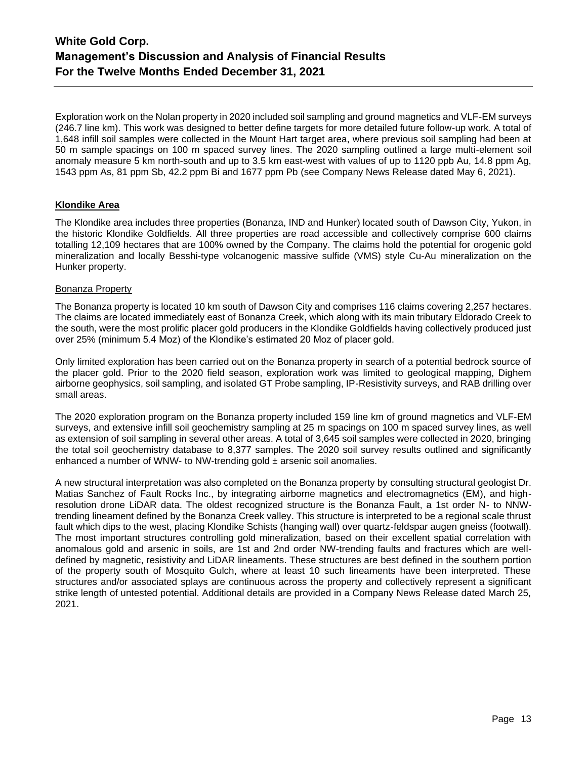Exploration work on the Nolan property in 2020 included soil sampling and ground magnetics and VLF-EM surveys (246.7 line km). This work was designed to better define targets for more detailed future follow-up work. A total of 1,648 infill soil samples were collected in the Mount Hart target area, where previous soil sampling had been at 50 m sample spacings on 100 m spaced survey lines. The 2020 sampling outlined a large multi-element soil anomaly measure 5 km north-south and up to 3.5 km east-west with values of up to 1120 ppb Au, 14.8 ppm Ag, 1543 ppm As, 81 ppm Sb, 42.2 ppm Bi and 1677 ppm Pb (see Company News Release dated May 6, 2021).

## Klondike Area

The Klondike area includes three properties (Bonanza, IND and Hunker) located south of Dawson City, Yukon, in the historic Klondike Goldfields. All three properties are road accessible and collectively comprise 600 claims totalling 12,109 hectares that are 100% owned by the Company. The claims hold the potential for orogenic gold mineralization and locally Besshi-type volcanogenic massive sulfide (VMS) style Cu-Au mineralization on the Hunker property.

### Bonanza Property

The Bonanza property is located 10 km south of Dawson City and comprises 116 claims covering 2,257 hectares. The claims are located immediately east of Bonanza Creek, which along with its main tributary Eldorado Creek to the south, were the most prolific placer gold producers in the Klondike Goldfields having collectively produced just over 25% (minimum 5.4 Moz) of the Klondike's estimated 20 Moz of placer gold.

Only limited exploration has been carried out on the Bonanza property in search of a potential bedrock source of the placer gold. Prior to the 2020 field season, exploration work was limited to geological mapping, Dighem airborne geophysics, soil sampling, and isolated GT Probe sampling, IP-Resistivity surveys, and RAB drilling over small areas.

The 2020 exploration program on the Bonanza property included 159 line km of ground magnetics and VLF-EM surveys, and extensive infill soil geochemistry sampling at 25 m spacings on 100 m spaced survey lines, as well as extension of soil sampling in several other areas. A total of 3,645 soil samples were collected in 2020, bringing the total soil geochemistry database to 8,377 samples. The 2020 soil survey results outlined and significantly enhanced a number of WNW- to NW-trending gold ± arsenic soil anomalies.

A new structural interpretation was also completed on the Bonanza property by consulting structural geologist Dr. Matias Sanchez of Fault Rocks Inc., by integrating airborne magnetics and electromagnetics (EM), and high-resolution drone LiDAR data. The oldest recognized structure is the Bonanza Fault, a 1st order N- to NNW-trending lineament defined by the Bonanza Creek valley. This structure is interpreted to be a regional scale thrust fault which dips to the west, placing Klondike Schists (hanging wall) over quartz-feldspar augen gneiss (footwall). The most important structures controlling gold mineralization, based on their excellent spatial correlation with anomalous gold and arsenic in soils, are 1st and 2nd order NW-trending faults and fractures which are well-defined by magnetic, resistivity and LiDAR lineaments. These structures are best defined in the southern portion of the property south of Mosquito Gulch, where at least 10 such lineaments have been interpreted. These structures and/or associated splays are continuous across the property and collectively represent a significant strike length of untested potential. Additional details are provided in a Company News Release dated March 25, 2021.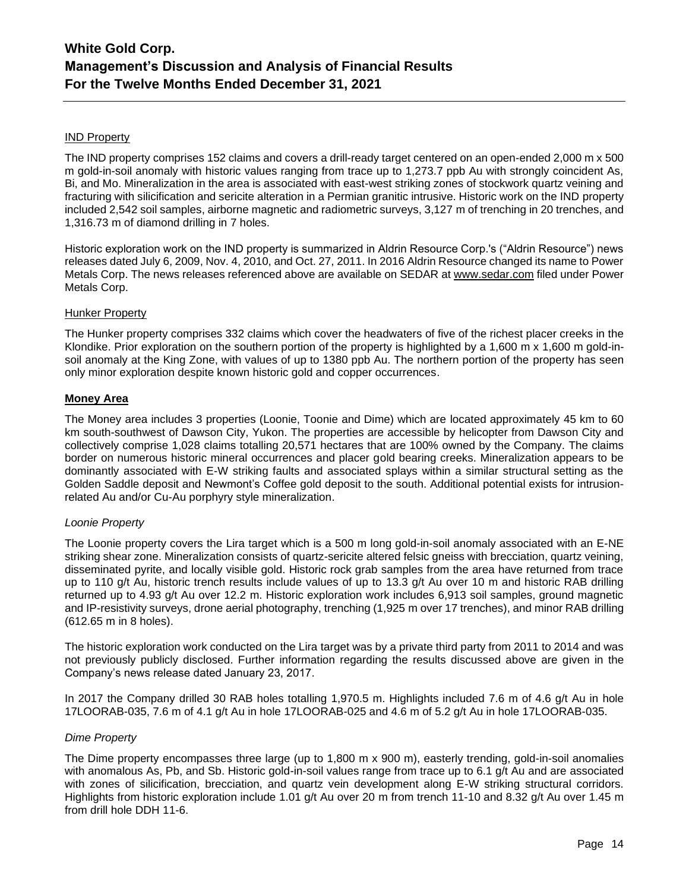IND Property

The IND property comprises 152 claims and covers a drill-ready target centered on an open-ended 2,000 m x 500 m gold-in-soil anomaly with historic values ranging from trace up to 1,273.7 ppb Au with strongly coincident As, Bi, and Mo. Mineralization in the area is associated with east-west striking zones of stockwork quartz veining and fracturing with silicification and sericite alteration in a Permian granitic intrusive. Historic work on the IND property included 2,542 soil samples, airborne magnetic and radiometric surveys, 3,127 m of trenching in 20 trenches, and 1,316.73 m of diamond drilling in 7 holes.

Historic exploration work on the IND property is summarized in Aldrin Resource Corp.'s ("Aldrin Resource") news releases dated July 6, 2009, Nov. 4, 2010, and Oct. 27, 2011. In 2016 Aldrin Resource changed its name to Power Metals Corp. The news releases referenced above are available on SEDAR at www.sedar.com filed under Power Metals Corp.

Hunker Property

The Hunker property comprises 332 claims which cover the headwaters of five of the richest placer creeks in the Klondike. Prior exploration on the southern portion of the property is highlighted by a 1,600 m x 1,600 m gold-in-soil anomaly at the King Zone, with values of up to 1380 ppb Au. The northern portion of the property has seen only minor exploration despite known historic gold and copper occurrences.

**Money Area**

The Money area includes 3 properties (Loonie, Toonie and Dime) which are located approximately 45 km to 60 km south-southwest of Dawson City, Yukon. The properties are accessible by helicopter from Dawson City and collectively comprise 1,028 claims totalling 20,571 hectares that are 100% owned by the Company. The claims border on numerous historic mineral occurrences and placer gold bearing creeks. Mineralization appears to be dominantly associated with E-W striking faults and associated splays within a similar structural setting as the Golden Saddle deposit and Newmont's Coffee gold deposit to the south. Additional potential exists for intrusion-related Au and/or Cu-Au porphyry style mineralization.

*Loonie Property*

The Loonie property covers the Lira target which is a 500 m long gold-in-soil anomaly associated with an E-NE striking shear zone. Mineralization consists of quartz-sericite altered felsic gneiss with brecciation, quartz veining, disseminated pyrite, and locally visible gold. Historic rock grab samples from the area have returned from trace up to 110 g/t Au, historic trench results include values of up to 13.3 g/t Au over 10 m and historic RAB drilling returned up to 4.93 g/t Au over 12.2 m. Historic exploration work includes 6,913 soil samples, ground magnetic and IP-resistivity surveys, drone aerial photography, trenching (1,925 m over 17 trenches), and minor RAB drilling (612.65 m in 8 holes).

The historic exploration work conducted on the Lira target was by a private third party from 2011 to 2014 and was not previously publicly disclosed. Further information regarding the results discussed above are given in the Company's news release dated January 23, 2017.

In 2017 the Company drilled 30 RAB holes totalling 1,970.5 m. Highlights included 7.6 m of 4.6 g/t Au in hole 17LOORAB-035, 7.6 m of 4.1 g/t Au in hole 17LOORAB-025 and 4.6 m of 5.2 g/t Au in hole 17LOORAB-035.

*Dime Property*

The Dime property encompasses three large (up to 1,800 m x 900 m), easterly trending, gold-in-soil anomalies with anomalous As, Pb, and Sb. Historic gold-in-soil values range from trace up to 6.1 g/t Au and are associated with zones of silicification, brecciation, and quartz vein development along E-W striking structural corridors. Highlights from historic exploration include 1.01 g/t Au over 20 m from trench 11-10 and 8.32 g/t Au over 1.45 m from drill hole DDH 11-6.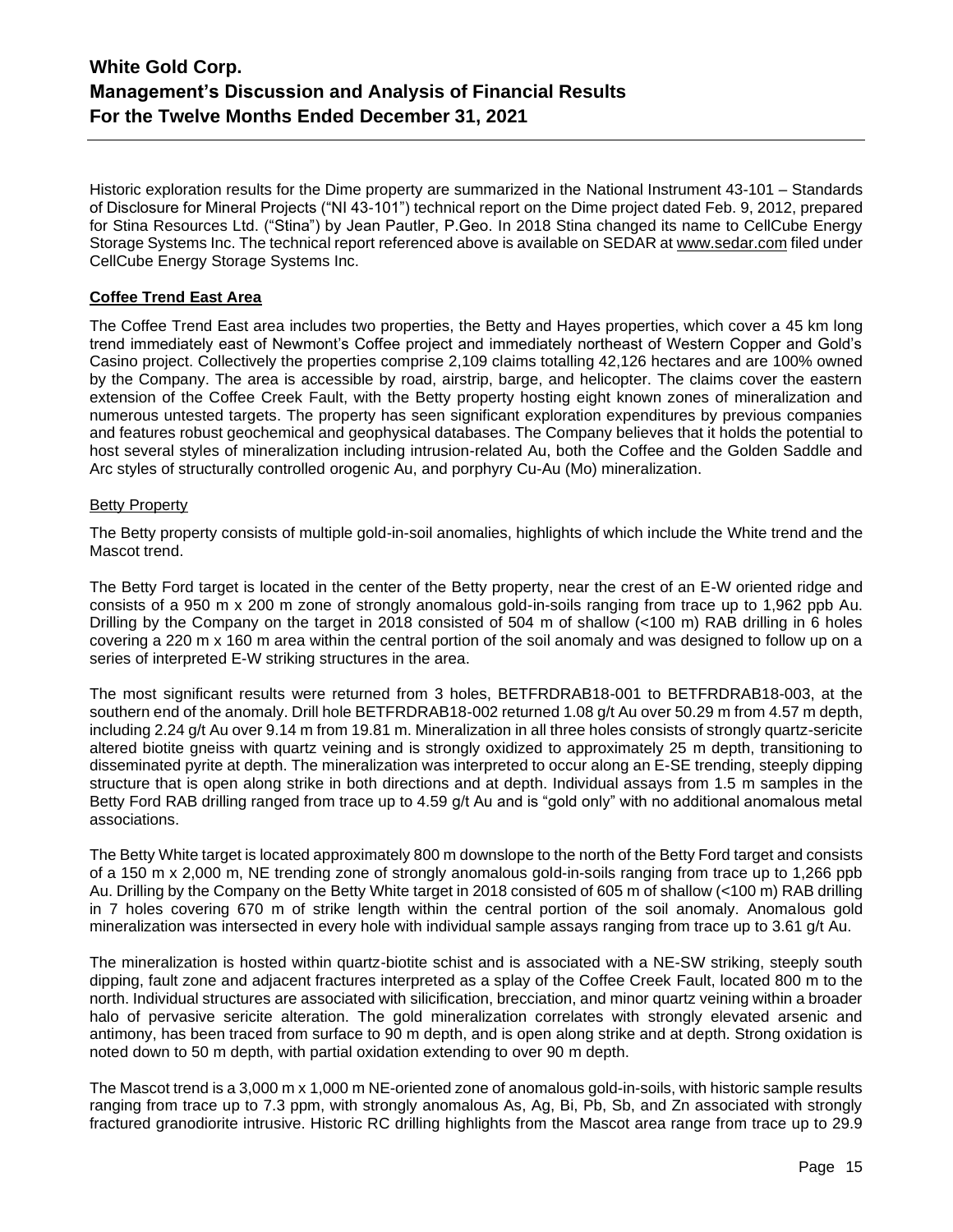Historic exploration results for the Dime property are summarized in the National Instrument 43-101 – Standards of Disclosure for Mineral Projects ("NI 43-101") technical report on the Dime project dated Feb. 9, 2012, prepared for Stina Resources Ltd. ("Stina") by Jean Pautler, P.Geo. In 2018 Stina changed its name to CellCube Energy Storage Systems Inc. The technical report referenced above is available on SEDAR at www.sedar.com filed under CellCube Energy Storage Systems Inc.

## Coffee Trend East Area

The Coffee Trend East area includes two properties, the Betty and Hayes properties, which cover a 45 km long trend immediately east of Newmont's Coffee project and immediately northeast of Western Copper and Gold's Casino project. Collectively the properties comprise 2,109 claims totalling 42,126 hectares and are 100% owned by the Company. The area is accessible by road, airstrip, barge, and helicopter. The claims cover the eastern extension of the Coffee Creek Fault, with the Betty property hosting eight known zones of mineralization and numerous untested targets. The property has seen significant exploration expenditures by previous companies and features robust geochemical and geophysical databases. The Company believes that it holds the potential to host several styles of mineralization including intrusion-related Au, both the Coffee and the Golden Saddle and Arc styles of structurally controlled orogenic Au, and porphyry Cu-Au (Mo) mineralization.

### Betty Property

The Betty property consists of multiple gold-in-soil anomalies, highlights of which include the White trend and the Mascot trend.

The Betty Ford target is located in the center of the Betty property, near the crest of an E-W oriented ridge and consists of a 950 m x 200 m zone of strongly anomalous gold-in-soils ranging from trace up to 1,962 ppb Au. Drilling by the Company on the target in 2018 consisted of 504 m of shallow (<100 m) RAB drilling in 6 holes covering a 220 m x 160 m area within the central portion of the soil anomaly and was designed to follow up on a series of interpreted E-W striking structures in the area.

The most significant results were returned from 3 holes, BETFRDRAB18-001 to BETFRDRAB18-003, at the southern end of the anomaly. Drill hole BETFRDRAB18-002 returned 1.08 g/t Au over 50.29 m from 4.57 m depth, including 2.24 g/t Au over 9.14 m from 19.81 m. Mineralization in all three holes consists of strongly quartz-sericite altered biotite gneiss with quartz veining and is strongly oxidized to approximately 25 m depth, transitioning to disseminated pyrite at depth. The mineralization was interpreted to occur along an E-SE trending, steeply dipping structure that is open along strike in both directions and at depth. Individual assays from 1.5 m samples in the Betty Ford RAB drilling ranged from trace up to 4.59 g/t Au and is "gold only" with no additional anomalous metal associations.

The Betty White target is located approximately 800 m downslope to the north of the Betty Ford target and consists of a 150 m x 2,000 m, NE trending zone of strongly anomalous gold-in-soils ranging from trace up to 1,266 ppb Au. Drilling by the Company on the Betty White target in 2018 consisted of 605 m of shallow (<100 m) RAB drilling in 7 holes covering 670 m of strike length within the central portion of the soil anomaly. Anomalous gold mineralization was intersected in every hole with individual sample assays ranging from trace up to 3.61 g/t Au.

The mineralization is hosted within quartz-biotite schist and is associated with a NE-SW striking, steeply south dipping, fault zone and adjacent fractures interpreted as a splay of the Coffee Creek Fault, located 800 m to the north. Individual structures are associated with silicification, brecciation, and minor quartz veining within a broader halo of pervasive sericite alteration. The gold mineralization correlates with strongly elevated arsenic and antimony, has been traced from surface to 90 m depth, and is open along strike and at depth. Strong oxidation is noted down to 50 m depth, with partial oxidation extending to over 90 m depth.

The Mascot trend is a 3,000 m x 1,000 m NE-oriented zone of anomalous gold-in-soils, with historic sample results ranging from trace up to 7.3 ppm, with strongly anomalous As, Ag, Bi, Pb, Sb, and Zn associated with strongly fractured granodiorite intrusive. Historic RC drilling highlights from the Mascot area range from trace up to 29.9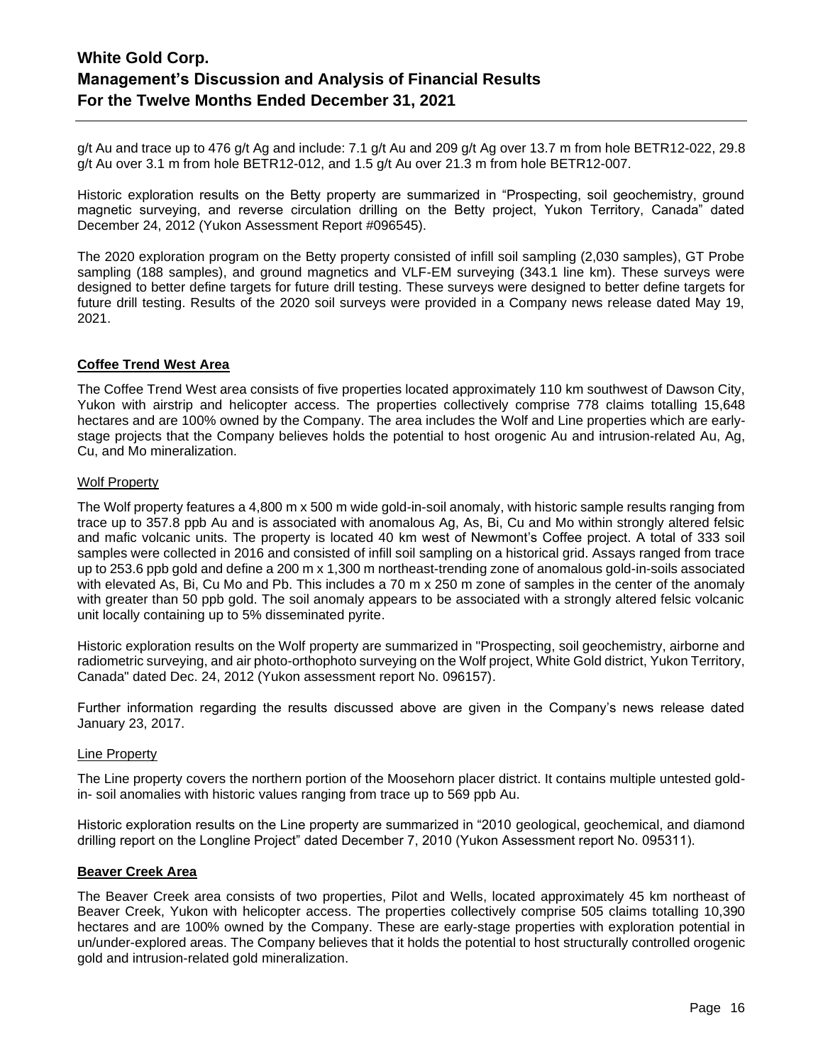g/t Au and trace up to 476 g/t Ag and include: 7.1 g/t Au and 209 g/t Ag over 13.7 m from hole BETR12-022, 29.8 g/t Au over 3.1 m from hole BETR12-012, and 1.5 g/t Au over 21.3 m from hole BETR12-007.

Historic exploration results on the Betty property are summarized in "Prospecting, soil geochemistry, ground magnetic surveying, and reverse circulation drilling on the Betty project, Yukon Territory, Canada" dated December 24, 2012 (Yukon Assessment Report #096545).

The 2020 exploration program on the Betty property consisted of infill soil sampling (2,030 samples), GT Probe sampling (188 samples), and ground magnetics and VLF-EM surveying (343.1 line km). These surveys were designed to better define targets for future drill testing. These surveys were designed to better define targets for future drill testing. Results of the 2020 soil surveys were provided in a Company news release dated May 19, 2021.

## Coffee Trend West Area

The Coffee Trend West area consists of five properties located approximately 110 km southwest of Dawson City, Yukon with airstrip and helicopter access. The properties collectively comprise 778 claims totalling 15,648 hectares and are 100% owned by the Company. The area includes the Wolf and Line properties which are early-stage projects that the Company believes holds the potential to host orogenic Au and intrusion-related Au, Ag, Cu, and Mo mineralization.

### Wolf Property

The Wolf property features a 4,800 m x 500 m wide gold-in-soil anomaly, with historic sample results ranging from trace up to 357.8 ppb Au and is associated with anomalous Ag, As, Bi, Cu and Mo within strongly altered felsic and mafic volcanic units. The property is located 40 km west of Newmont's Coffee project. A total of 333 soil samples were collected in 2016 and consisted of infill soil sampling on a historical grid. Assays ranged from trace up to 253.6 ppb gold and define a 200 m x 1,300 m northeast-trending zone of anomalous gold-in-soils associated with elevated As, Bi, Cu Mo and Pb. This includes a 70 m x 250 m zone of samples in the center of the anomaly with greater than 50 ppb gold. The soil anomaly appears to be associated with a strongly altered felsic volcanic unit locally containing up to 5% disseminated pyrite.

Historic exploration results on the Wolf property are summarized in "Prospecting, soil geochemistry, airborne and radiometric surveying, and air photo-orthophoto surveying on the Wolf project, White Gold district, Yukon Territory, Canada" dated Dec. 24, 2012 (Yukon assessment report No. 096157).

Further information regarding the results discussed above are given in the Company's news release dated January 23, 2017.

### Line Property

The Line property covers the northern portion of the Moosehorn placer district. It contains multiple untested gold-in- soil anomalies with historic values ranging from trace up to 569 ppb Au.

Historic exploration results on the Line property are summarized in "2010 geological, geochemical, and diamond drilling report on the Longline Project" dated December 7, 2010 (Yukon Assessment report No. 095311).

## Beaver Creek Area

The Beaver Creek area consists of two properties, Pilot and Wells, located approximately 45 km northeast of Beaver Creek, Yukon with helicopter access. The properties collectively comprise 505 claims totalling 10,390 hectares and are 100% owned by the Company. These are early-stage properties with exploration potential in un/under-explored areas. The Company believes that it holds the potential to host structurally controlled orogenic gold and intrusion-related gold mineralization.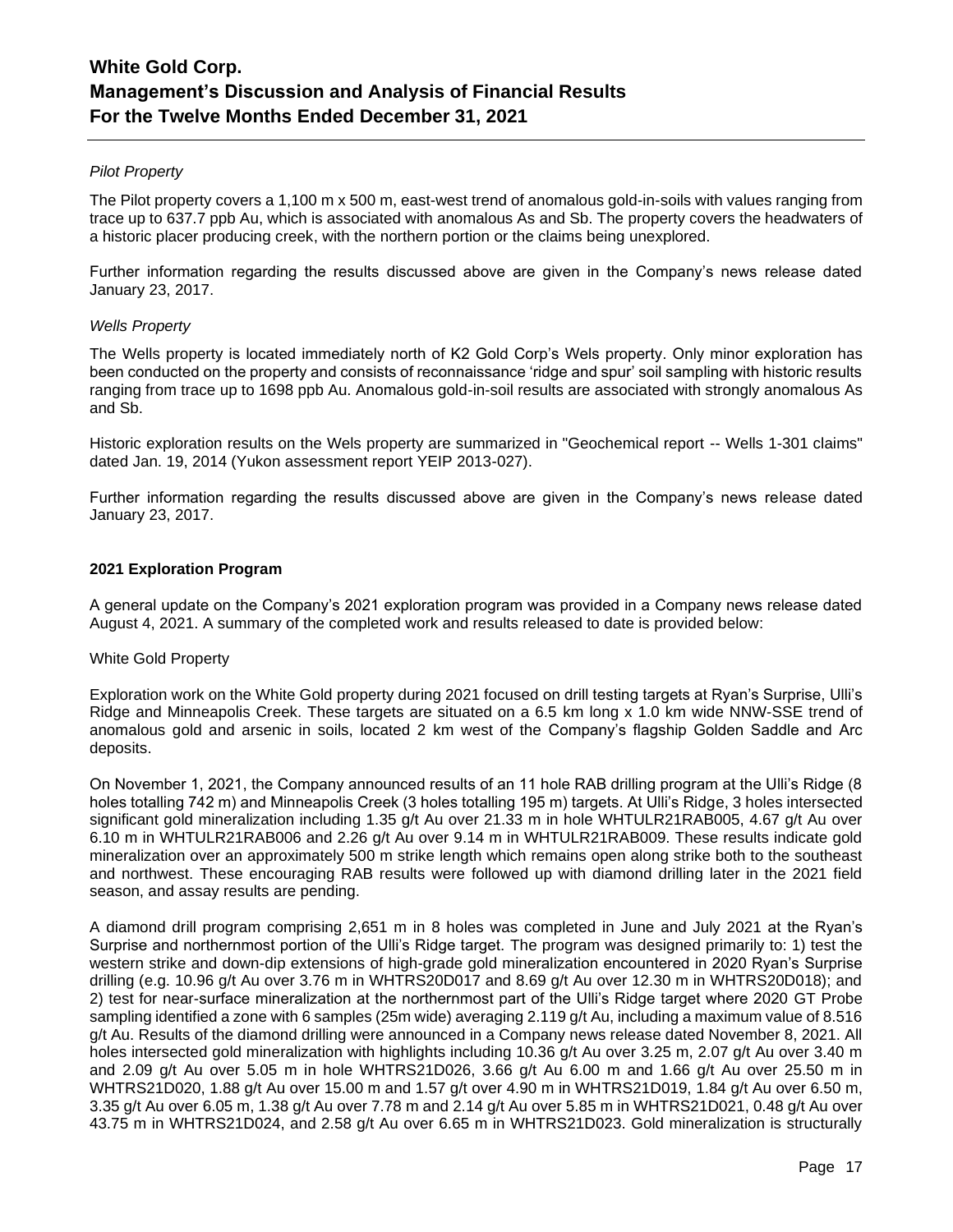*Pilot Property*

The Pilot property covers a 1,100 m x 500 m, east-west trend of anomalous gold-in-soils with values ranging from trace up to 637.7 ppb Au, which is associated with anomalous As and Sb. The property covers the headwaters of a historic placer producing creek, with the northern portion or the claims being unexplored.

Further information regarding the results discussed above are given in the Company's news release dated January 23, 2017.

*Wells Property*

The Wells property is located immediately north of K2 Gold Corp's Wels property. Only minor exploration has been conducted on the property and consists of reconnaissance 'ridge and spur' soil sampling with historic results ranging from trace up to 1698 ppb Au. Anomalous gold-in-soil results are associated with strongly anomalous As and Sb.

Historic exploration results on the Wels property are summarized in "Geochemical report -- Wells 1-301 claims" dated Jan. 19, 2014 (Yukon assessment report YEIP 2013-027).

Further information regarding the results discussed above are given in the Company's news release dated January 23, 2017.

**2021 Exploration Program**

A general update on the Company's 2021 exploration program was provided in a Company news release dated August 4, 2021. A summary of the completed work and results released to date is provided below:

White Gold Property

Exploration work on the White Gold property during 2021 focused on drill testing targets at Ryan's Surprise, Ulli's Ridge and Minneapolis Creek. These targets are situated on a 6.5 km long x 1.0 km wide NNW-SSE trend of anomalous gold and arsenic in soils, located 2 km west of the Company's flagship Golden Saddle and Arc deposits.

On November 1, 2021, the Company announced results of an 11 hole RAB drilling program at the Ulli's Ridge (8 holes totalling 742 m) and Minneapolis Creek (3 holes totalling 195 m) targets. At Ulli's Ridge, 3 holes intersected significant gold mineralization including 1.35 g/t Au over 21.33 m in hole WHTULR21RAB005, 4.67 g/t Au over 6.10 m in WHTULR21RAB006 and 2.26 g/t Au over 9.14 m in WHTULR21RAB009. These results indicate gold mineralization over an approximately 500 m strike length which remains open along strike both to the southeast and northwest. These encouraging RAB results were followed up with diamond drilling later in the 2021 field season, and assay results are pending.

A diamond drill program comprising 2,651 m in 8 holes was completed in June and July 2021 at the Ryan's Surprise and northernmost portion of the Ulli's Ridge target. The program was designed primarily to: 1) test the western strike and down-dip extensions of high-grade gold mineralization encountered in 2020 Ryan's Surprise drilling (e.g. 10.96 g/t Au over 3.76 m in WHTRS20D017 and 8.69 g/t Au over 12.30 m in WHTRS20D018); and 2) test for near-surface mineralization at the northernmost part of the Ulli's Ridge target where 2020 GT Probe sampling identified a zone with 6 samples (25m wide) averaging 2.119 g/t Au, including a maximum value of 8.516 g/t Au. Results of the diamond drilling were announced in a Company news release dated November 8, 2021. All holes intersected gold mineralization with highlights including 10.36 g/t Au over 3.25 m, 2.07 g/t Au over 3.40 m and 2.09 g/t Au over 5.05 m in hole WHTRS21D026, 3.66 g/t Au 6.00 m and 1.66 g/t Au over 25.50 m in WHTRS21D020, 1.88 g/t Au over 15.00 m and 1.57 g/t over 4.90 m in WHTRS21D019, 1.84 g/t Au over 6.50 m, 3.35 g/t Au over 6.05 m, 1.38 g/t Au over 7.78 m and 2.14 g/t Au over 5.85 m in WHTRS21D021, 0.48 g/t Au over 43.75 m in WHTRS21D024, and 2.58 g/t Au over 6.65 m in WHTRS21D023. Gold mineralization is structurally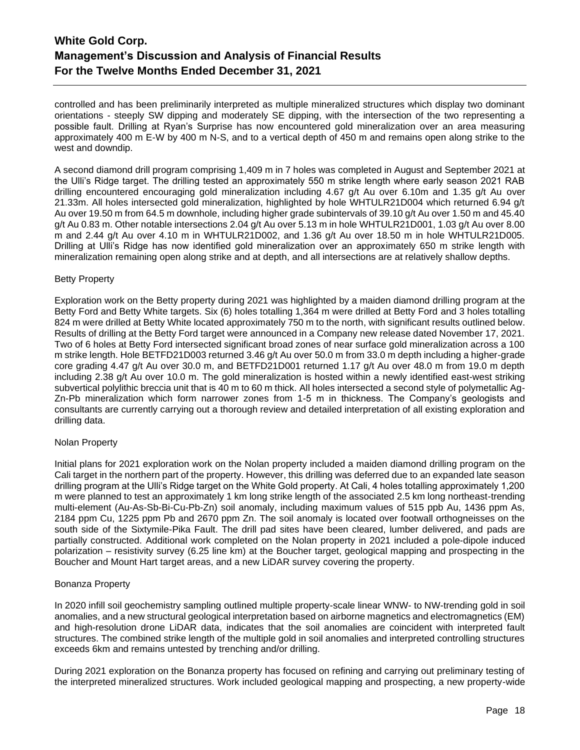controlled and has been preliminarily interpreted as multiple mineralized structures which display two dominant orientations - steeply SW dipping and moderately SE dipping, with the intersection of the two representing a possible fault. Drilling at Ryan's Surprise has now encountered gold mineralization over an area measuring approximately 400 m E-W by 400 m N-S, and to a vertical depth of 450 m and remains open along strike to the west and downdip.

A second diamond drill program comprising 1,409 m in 7 holes was completed in August and September 2021 at the Ulli's Ridge target. The drilling tested an approximately 550 m strike length where early season 2021 RAB drilling encountered encouraging gold mineralization including 4.67 g/t Au over 6.10m and 1.35 g/t Au over 21.33m. All holes intersected gold mineralization, highlighted by hole WHTULR21D004 which returned 6.94 g/t Au over 19.50 m from 64.5 m downhole, including higher grade subintervals of 39.10 g/t Au over 1.50 m and 45.40 g/t Au 0.83 m. Other notable intersections 2.04 g/t Au over 5.13 m in hole WHTULR21D001, 1.03 g/t Au over 8.00 m and 2.44 g/t Au over 4.10 m in WHTULR21D002, and 1.36 g/t Au over 18.50 m in hole WHTULR21D005. Drilling at Ulli's Ridge has now identified gold mineralization over an approximately 650 m strike length with mineralization remaining open along strike and at depth, and all intersections are at relatively shallow depths.

Betty Property

Exploration work on the Betty property during 2021 was highlighted by a maiden diamond drilling program at the Betty Ford and Betty White targets. Six (6) holes totalling 1,364 m were drilled at Betty Ford and 3 holes totalling 824 m were drilled at Betty White located approximately 750 m to the north, with significant results outlined below. Results of drilling at the Betty Ford target were announced in a Company new release dated November 17, 2021. Two of 6 holes at Betty Ford intersected significant broad zones of near surface gold mineralization across a 100 m strike length. Hole BETFD21D003 returned 3.46 g/t Au over 50.0 m from 33.0 m depth including a higher-grade core grading 4.47 g/t Au over 30.0 m, and BETFD21D001 returned 1.17 g/t Au over 48.0 m from 19.0 m depth including 2.38 g/t Au over 10.0 m. The gold mineralization is hosted within a newly identified east-west striking subvertical polylithic breccia unit that is 40 m to 60 m thick. All holes intersected a second style of polymetallic Ag-Zn-Pb mineralization which form narrower zones from 1-5 m in thickness. The Company's geologists and consultants are currently carrying out a thorough review and detailed interpretation of all existing exploration and drilling data.

Nolan Property

Initial plans for 2021 exploration work on the Nolan property included a maiden diamond drilling program on the Cali target in the northern part of the property. However, this drilling was deferred due to an expanded late season drilling program at the Ulli's Ridge target on the White Gold property. At Cali, 4 holes totalling approximately 1,200 m were planned to test an approximately 1 km long strike length of the associated 2.5 km long northeast-trending multi-element (Au-As-Sb-Bi-Cu-Pb-Zn) soil anomaly, including maximum values of 515 ppb Au, 1436 ppm As, 2184 ppm Cu, 1225 ppm Pb and 2670 ppm Zn. The soil anomaly is located over footwall orthogneisses on the south side of the Sixtymile-Pika Fault. The drill pad sites have been cleared, lumber delivered, and pads are partially constructed. Additional work completed on the Nolan property in 2021 included a pole-dipole induced polarization – resistivity survey (6.25 line km) at the Boucher target, geological mapping and prospecting in the Boucher and Mount Hart target areas, and a new LiDAR survey covering the property.

Bonanza Property

In 2020 infill soil geochemistry sampling outlined multiple property-scale linear WNW- to NW-trending gold in soil anomalies, and a new structural geological interpretation based on airborne magnetics and electromagnetics (EM) and high-resolution drone LiDAR data, indicates that the soil anomalies are coincident with interpreted fault structures. The combined strike length of the multiple gold in soil anomalies and interpreted controlling structures exceeds 6km and remains untested by trenching and/or drilling.

During 2021 exploration on the Bonanza property has focused on refining and carrying out preliminary testing of the interpreted mineralized structures. Work included geological mapping and prospecting, a new property-wide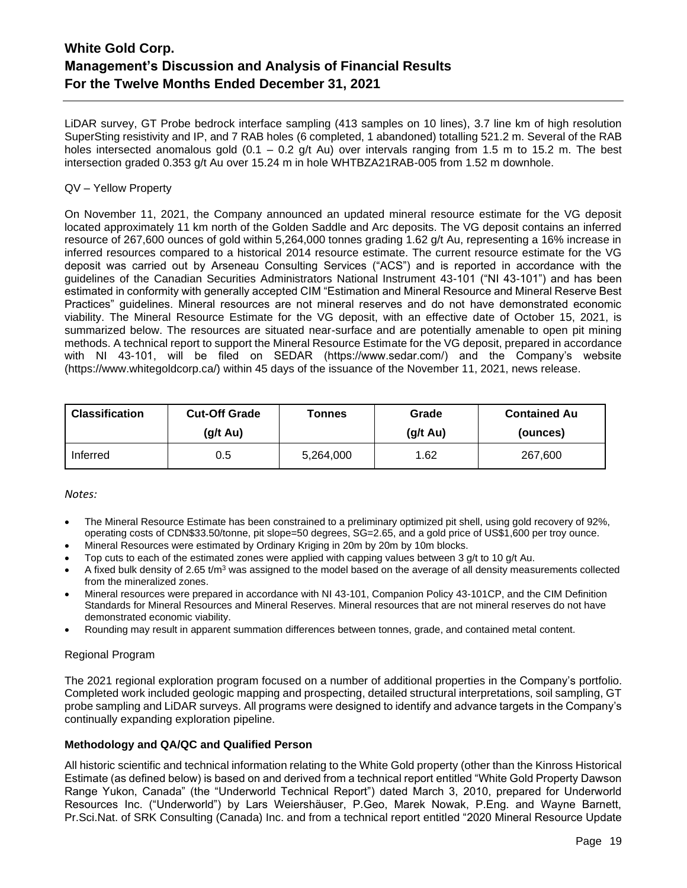LiDAR survey, GT Probe bedrock interface sampling (413 samples on 10 lines), 3.7 line km of high resolution SuperSting resistivity and IP, and 7 RAB holes (6 completed, 1 abandoned) totalling 521.2 m. Several of the RAB holes intersected anomalous gold (0.1 – 0.2 g/t Au) over intervals ranging from 1.5 m to 15.2 m. The best intersection graded 0.353 g/t Au over 15.24 m in hole WHTBZA21RAB-005 from 1.52 m downhole.

QV – Yellow Property

On November 11, 2021, the Company announced an updated mineral resource estimate for the VG deposit located approximately 11 km north of the Golden Saddle and Arc deposits. The VG deposit contains an inferred resource of 267,600 ounces of gold within 5,264,000 tonnes grading 1.62 g/t Au, representing a 16% increase in inferred resources compared to a historical 2014 resource estimate. The current resource estimate for the VG deposit was carried out by Arseneau Consulting Services ("ACS") and is reported in accordance with the guidelines of the Canadian Securities Administrators National Instrument 43-101 ("NI 43-101") and has been estimated in conformity with generally accepted CIM "Estimation and Mineral Resource and Mineral Reserve Best Practices" guidelines. Mineral resources are not mineral reserves and do not have demonstrated economic viability. The Mineral Resource Estimate for the VG deposit, with an effective date of October 15, 2021, is summarized below. The resources are situated near-surface and are potentially amenable to open pit mining methods. A technical report to support the Mineral Resource Estimate for the VG deposit, prepared in accordance with NI 43-101, will be filed on SEDAR (https://www.sedar.com/) and the Company's website (https://www.whitegoldcorp.ca/) within 45 days of the issuance of the November 11, 2021, news release.

| Classification | Cut-Off Grade (g/t Au) | Tonnes | Grade (g/t Au) | Contained Au (ounces) |
|---|---|---|---|---|
| Inferred | 0.5 | 5,264,000 | 1.62 | 267,600 |

*Notes:*

- The Mineral Resource Estimate has been constrained to a preliminary optimized pit shell, using gold recovery of 92%, operating costs of CDN$33.50/tonne, pit slope=50 degrees, SG=2.65, and a gold price of US$1,600 per troy ounce.
- Mineral Resources were estimated by Ordinary Kriging in 20m by 20m by 10m blocks.
- Top cuts to each of the estimated zones were applied with capping values between 3 g/t to 10 g/t Au.
- A fixed bulk density of 2.65 t/m$^3$ was assigned to the model based on the average of all density measurements collected from the mineralized zones.
- Mineral resources were prepared in accordance with NI 43-101, Companion Policy 43-101CP, and the CIM Definition Standards for Mineral Resources and Mineral Reserves. Mineral resources that are not mineral reserves do not have demonstrated economic viability.
- Rounding may result in apparent summation differences between tonnes, grade, and contained metal content.

Regional Program

The 2021 regional exploration program focused on a number of additional properties in the Company's portfolio. Completed work included geologic mapping and prospecting, detailed structural interpretations, soil sampling, GT probe sampling and LiDAR surveys. All programs were designed to identify and advance targets in the Company's continually expanding exploration pipeline.

**Methodology and QA/QC and Qualified Person**

All historic scientific and technical information relating to the White Gold property (other than the Kinross Historical Estimate (as defined below) is based on and derived from a technical report entitled "White Gold Property Dawson Range Yukon, Canada" (the "Underworld Technical Report") dated March 3, 2010, prepared for Underworld Resources Inc. ("Underworld") by Lars Weiershäuser, P.Geo, Marek Nowak, P.Eng. and Wayne Barnett, Pr.Sci.Nat. of SRK Consulting (Canada) Inc. and from a technical report entitled "2020 Mineral Resource Update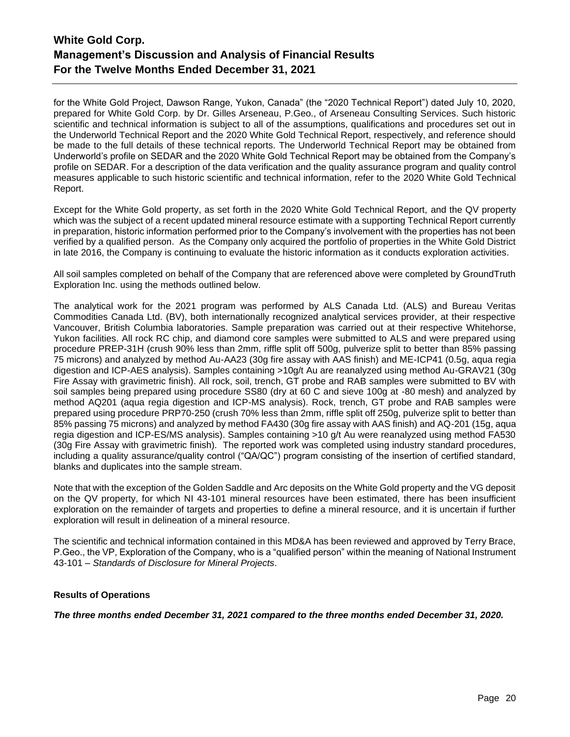for the White Gold Project, Dawson Range, Yukon, Canada" (the "2020 Technical Report") dated July 10, 2020, prepared for White Gold Corp. by Dr. Gilles Arseneau, P.Geo., of Arseneau Consulting Services. Such historic scientific and technical information is subject to all of the assumptions, qualifications and procedures set out in the Underworld Technical Report and the 2020 White Gold Technical Report, respectively, and reference should be made to the full details of these technical reports. The Underworld Technical Report may be obtained from Underworld's profile on SEDAR and the 2020 White Gold Technical Report may be obtained from the Company's profile on SEDAR. For a description of the data verification and the quality assurance program and quality control measures applicable to such historic scientific and technical information, refer to the 2020 White Gold Technical Report.

Except for the White Gold property, as set forth in the 2020 White Gold Technical Report, and the QV property which was the subject of a recent updated mineral resource estimate with a supporting Technical Report currently in preparation, historic information performed prior to the Company's involvement with the properties has not been verified by a qualified person. As the Company only acquired the portfolio of properties in the White Gold District in late 2016, the Company is continuing to evaluate the historic information as it conducts exploration activities.

All soil samples completed on behalf of the Company that are referenced above were completed by GroundTruth Exploration Inc. using the methods outlined below.

The analytical work for the 2021 program was performed by ALS Canada Ltd. (ALS) and Bureau Veritas Commodities Canada Ltd. (BV), both internationally recognized analytical services provider, at their respective Vancouver, British Columbia laboratories. Sample preparation was carried out at their respective Whitehorse, Yukon facilities. All rock RC chip, and diamond core samples were submitted to ALS and were prepared using procedure PREP-31H (crush 90% less than 2mm, riffle split off 500g, pulverize split to better than 85% passing 75 microns) and analyzed by method Au-AA23 (30g fire assay with AAS finish) and ME-ICP41 (0.5g, aqua regia digestion and ICP-AES analysis). Samples containing >10g/t Au are reanalyzed using method Au-GRAV21 (30g Fire Assay with gravimetric finish). All rock, soil, trench, GT probe and RAB samples were submitted to BV with soil samples being prepared using procedure SS80 (dry at 60 C and sieve 100g at -80 mesh) and analyzed by method AQ201 (aqua regia digestion and ICP-MS analysis). Rock, trench, GT probe and RAB samples were prepared using procedure PRP70-250 (crush 70% less than 2mm, riffle split off 250g, pulverize split to better than 85% passing 75 microns) and analyzed by method FA430 (30g fire assay with AAS finish) and AQ-201 (15g, aqua regia digestion and ICP-ES/MS analysis). Samples containing >10 g/t Au were reanalyzed using method FA530 (30g Fire Assay with gravimetric finish). The reported work was completed using industry standard procedures, including a quality assurance/quality control ("QA/QC") program consisting of the insertion of certified standard, blanks and duplicates into the sample stream.

Note that with the exception of the Golden Saddle and Arc deposits on the White Gold property and the VG deposit on the QV property, for which NI 43-101 mineral resources have been estimated, there has been insufficient exploration on the remainder of targets and properties to define a mineral resource, and it is uncertain if further exploration will result in delineation of a mineral resource.

The scientific and technical information contained in this MD&A has been reviewed and approved by Terry Brace, P.Geo., the VP, Exploration of the Company, who is a "qualified person" within the meaning of National Instrument 43-101 – *Standards of Disclosure for Mineral Projects*.

## Results of Operations

***The three months ended December 31, 2021 compared to the three months ended December 31, 2020.***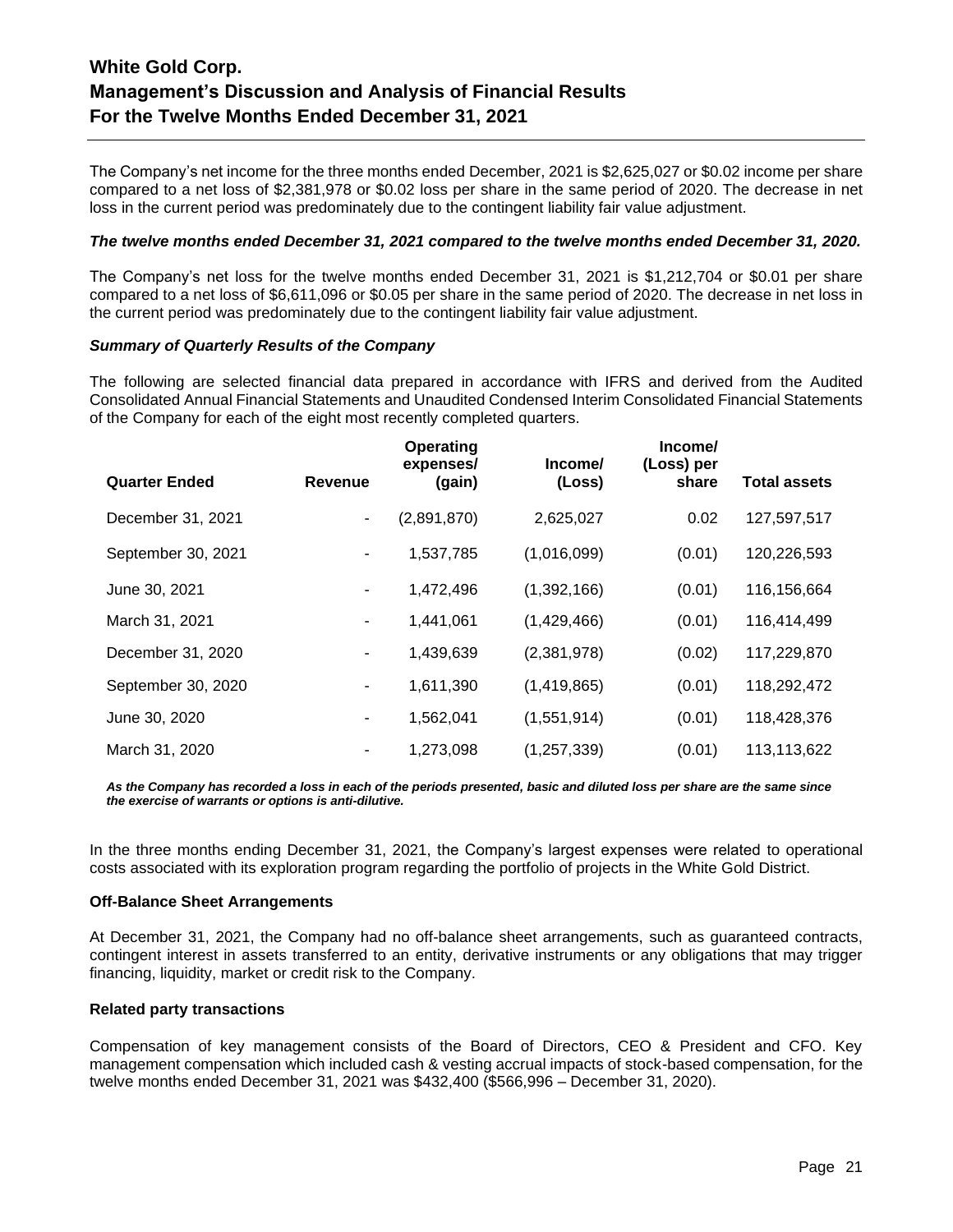The Company's net income for the three months ended December, 2021 is $2,625,027 or $0.02 income per share compared to a net loss of $2,381,978 or $0.02 loss per share in the same period of 2020. The decrease in net loss in the current period was predominately due to the contingent liability fair value adjustment.

***The twelve months ended December 31, 2021 compared to the twelve months ended December 31, 2020.***

The Company's net loss for the twelve months ended December 31, 2021 is $1,212,704 or $0.01 per share compared to a net loss of $6,611,096 or $0.05 per share in the same period of 2020. The decrease in net loss in the current period was predominately due to the contingent liability fair value adjustment.

***Summary of Quarterly Results of the Company***

The following are selected financial data prepared in accordance with IFRS and derived from the Audited Consolidated Annual Financial Statements and Unaudited Condensed Interim Consolidated Financial Statements of the Company for each of the eight most recently completed quarters.

| Quarter Ended | Revenue | Operating expenses/ (gain) | Income/ (Loss) | Income/ (Loss) per share | Total assets |
|---|---|---|---|---|---|
| December 31, 2021 | - | (2,891,870) | 2,625,027 | 0.02 | 127,597,517 |
| September 30, 2021 | - | 1,537,785 | (1,016,099) | (0.01) | 120,226,593 |
| June 30, 2021 | - | 1,472,496 | (1,392,166) | (0.01) | 116,156,664 |
| March 31, 2021 | - | 1,441,061 | (1,429,466) | (0.01) | 116,414,499 |
| December 31, 2020 | - | 1,439,639 | (2,381,978) | (0.02) | 117,229,870 |
| September 30, 2020 | - | 1,611,390 | (1,419,865) | (0.01) | 118,292,472 |
| June 30, 2020 | - | 1,562,041 | (1,551,914) | (0.01) | 118,428,376 |
| March 31, 2020 | - | 1,273,098 | (1,257,339) | (0.01) | 113,113,622 |

***As the Company has recorded a loss in each of the periods presented, basic and diluted loss per share are the same since the exercise of warrants or options is anti-dilutive.***

In the three months ending December 31, 2021, the Company's largest expenses were related to operational costs associated with its exploration program regarding the portfolio of projects in the White Gold District.

**Off-Balance Sheet Arrangements**

At December 31, 2021, the Company had no off-balance sheet arrangements, such as guaranteed contracts, contingent interest in assets transferred to an entity, derivative instruments or any obligations that may trigger financing, liquidity, market or credit risk to the Company.

**Related party transactions**

Compensation of key management consists of the Board of Directors, CEO & President and CFO. Key management compensation which included cash & vesting accrual impacts of stock-based compensation, for the twelve months ended December 31, 2021 was $432,400 ($566,996 – December 31, 2020).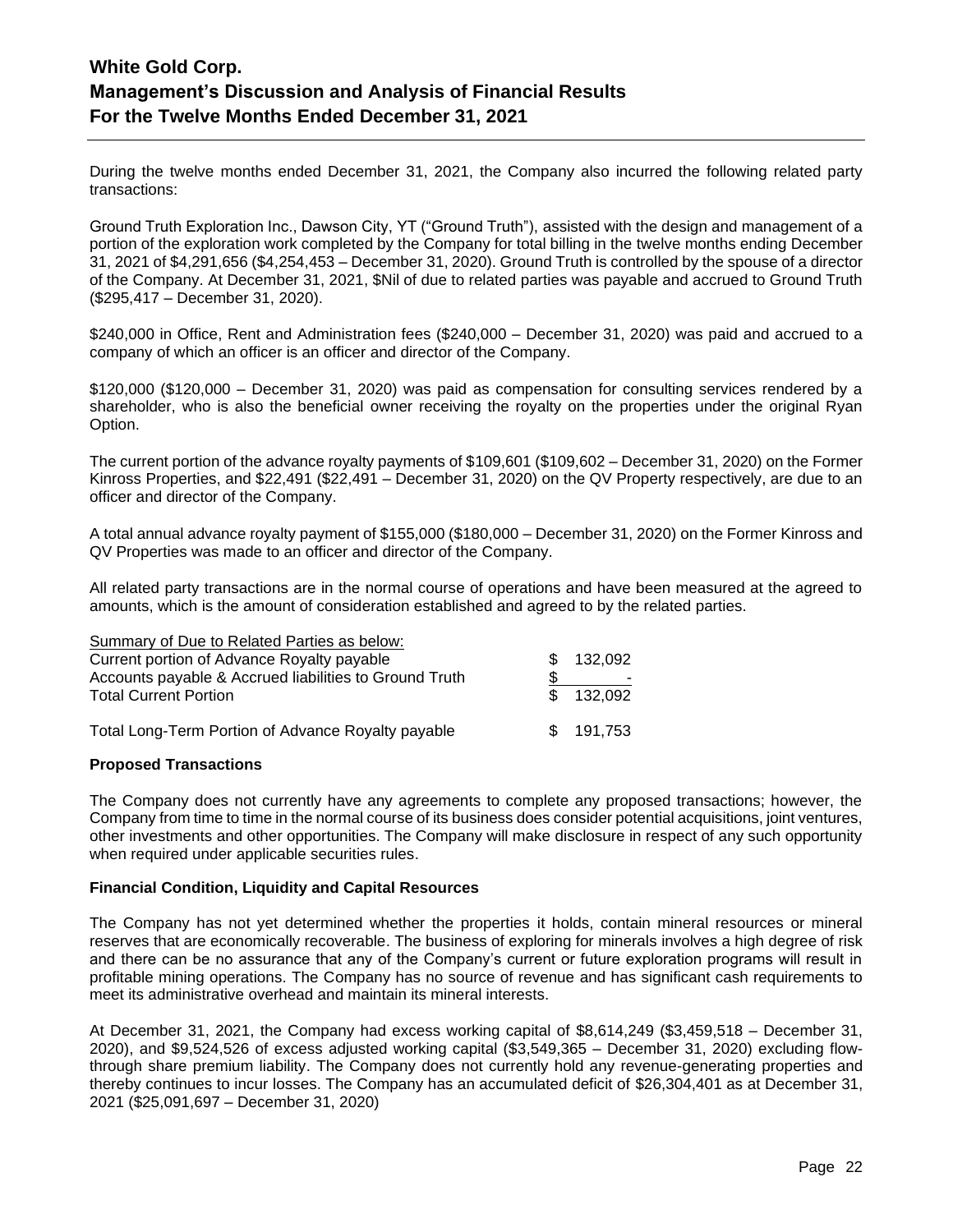During the twelve months ended December 31, 2021, the Company also incurred the following related party transactions:

Ground Truth Exploration Inc., Dawson City, YT ("Ground Truth"), assisted with the design and management of a portion of the exploration work completed by the Company for total billing in the twelve months ending December 31, 2021 of $4,291,656 ($4,254,453 – December 31, 2020). Ground Truth is controlled by the spouse of a director of the Company. At December 31, 2021, $Nil of due to related parties was payable and accrued to Ground Truth ($295,417 – December 31, 2020).

$240,000 in Office, Rent and Administration fees ($240,000 – December 31, 2020) was paid and accrued to a company of which an officer is an officer and director of the Company.

$120,000 ($120,000 – December 31, 2020) was paid as compensation for consulting services rendered by a shareholder, who is also the beneficial owner receiving the royalty on the properties under the original Ryan Option.

The current portion of the advance royalty payments of $109,601 ($109,602 – December 31, 2020) on the Former Kinross Properties, and $22,491 ($22,491 – December 31, 2020) on the QV Property respectively, are due to an officer and director of the Company.

A total annual advance royalty payment of $155,000 ($180,000 – December 31, 2020) on the Former Kinross and QV Properties was made to an officer and director of the Company.

All related party transactions are in the normal course of operations and have been measured at the agreed to amounts, which is the amount of consideration established and agreed to by the related parties.

| Summary of Due to Related Parties as below: | |
|---|---|
| Current portion of Advance Royalty payable | $ 132,092 |
| Accounts payable & Accrued liabilities to Ground Truth | $ - |
| Total Current Portion | $ 132,092 |
| | |
| Total Long-Term Portion of Advance Royalty payable | $ 191,753 |

**Proposed Transactions**

The Company does not currently have any agreements to complete any proposed transactions; however, the Company from time to time in the normal course of its business does consider potential acquisitions, joint ventures, other investments and other opportunities. The Company will make disclosure in respect of any such opportunity when required under applicable securities rules.

**Financial Condition, Liquidity and Capital Resources**

The Company has not yet determined whether the properties it holds, contain mineral resources or mineral reserves that are economically recoverable. The business of exploring for minerals involves a high degree of risk and there can be no assurance that any of the Company's current or future exploration programs will result in profitable mining operations. The Company has no source of revenue and has significant cash requirements to meet its administrative overhead and maintain its mineral interests.

At December 31, 2021, the Company had excess working capital of $8,614,249 ($3,459,518 – December 31, 2020), and $9,524,526 of excess adjusted working capital ($3,549,365 – December 31, 2020) excluding flow-through share premium liability. The Company does not currently hold any revenue-generating properties and thereby continues to incur losses. The Company has an accumulated deficit of $26,304,401 as at December 31, 2021 ($25,091,697 – December 31, 2020)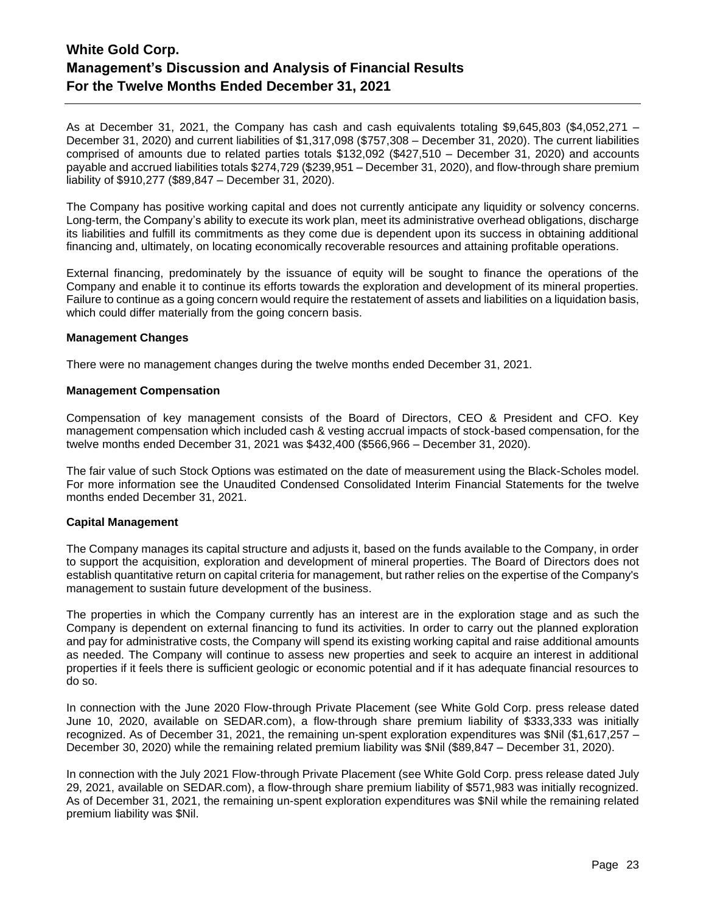As at December 31, 2021, the Company has cash and cash equivalents totaling $9,645,803 ($4,052,271 – December 31, 2020) and current liabilities of $1,317,098 ($757,308 – December 31, 2020). The current liabilities comprised of amounts due to related parties totals $132,092 ($427,510 – December 31, 2020) and accounts payable and accrued liabilities totals $274,729 ($239,951 – December 31, 2020), and flow-through share premium liability of $910,277 ($89,847 – December 31, 2020).

The Company has positive working capital and does not currently anticipate any liquidity or solvency concerns. Long-term, the Company's ability to execute its work plan, meet its administrative overhead obligations, discharge its liabilities and fulfill its commitments as they come due is dependent upon its success in obtaining additional financing and, ultimately, on locating economically recoverable resources and attaining profitable operations.

External financing, predominately by the issuance of equity will be sought to finance the operations of the Company and enable it to continue its efforts towards the exploration and development of its mineral properties. Failure to continue as a going concern would require the restatement of assets and liabilities on a liquidation basis, which could differ materially from the going concern basis.

**Management Changes**

There were no management changes during the twelve months ended December 31, 2021.

**Management Compensation**

Compensation of key management consists of the Board of Directors, CEO & President and CFO. Key management compensation which included cash & vesting accrual impacts of stock-based compensation, for the twelve months ended December 31, 2021 was $432,400 ($566,966 – December 31, 2020).

The fair value of such Stock Options was estimated on the date of measurement using the Black-Scholes model. For more information see the Unaudited Condensed Consolidated Interim Financial Statements for the twelve months ended December 31, 2021.

**Capital Management**

The Company manages its capital structure and adjusts it, based on the funds available to the Company, in order to support the acquisition, exploration and development of mineral properties. The Board of Directors does not establish quantitative return on capital criteria for management, but rather relies on the expertise of the Company's management to sustain future development of the business.

The properties in which the Company currently has an interest are in the exploration stage and as such the Company is dependent on external financing to fund its activities. In order to carry out the planned exploration and pay for administrative costs, the Company will spend its existing working capital and raise additional amounts as needed. The Company will continue to assess new properties and seek to acquire an interest in additional properties if it feels there is sufficient geologic or economic potential and if it has adequate financial resources to do so.

In connection with the June 2020 Flow-through Private Placement (see White Gold Corp. press release dated June 10, 2020, available on SEDAR.com), a flow-through share premium liability of $333,333 was initially recognized. As of December 31, 2021, the remaining un-spent exploration expenditures was $Nil ($1,617,257 – December 30, 2020) while the remaining related premium liability was $Nil ($89,847 – December 31, 2020).

In connection with the July 2021 Flow-through Private Placement (see White Gold Corp. press release dated July 29, 2021, available on SEDAR.com), a flow-through share premium liability of $571,983 was initially recognized. As of December 31, 2021, the remaining un-spent exploration expenditures was $Nil while the remaining related premium liability was $Nil.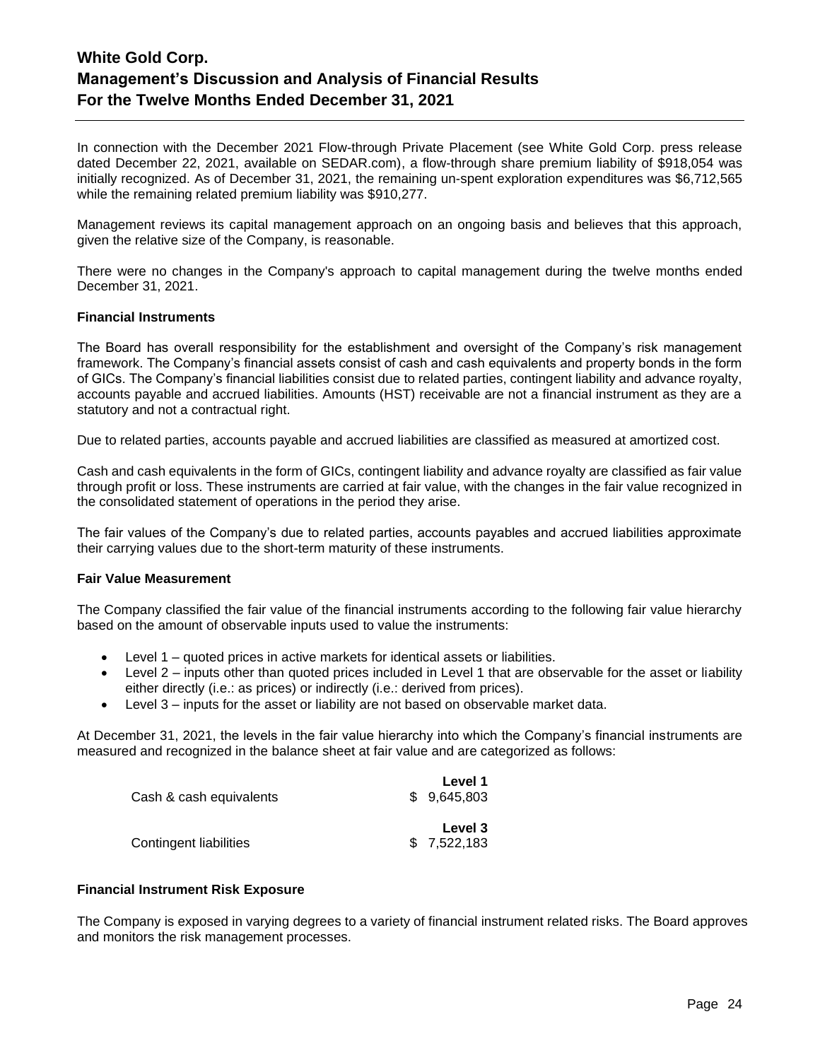In connection with the December 2021 Flow-through Private Placement (see White Gold Corp. press release dated December 22, 2021, available on SEDAR.com), a flow-through share premium liability of $918,054 was initially recognized. As of December 31, 2021, the remaining un-spent exploration expenditures was $6,712,565 while the remaining related premium liability was $910,277.

Management reviews its capital management approach on an ongoing basis and believes that this approach, given the relative size of the Company, is reasonable.

There were no changes in the Company's approach to capital management during the twelve months ended December 31, 2021.

**Financial Instruments**

The Board has overall responsibility for the establishment and oversight of the Company's risk management framework. The Company's financial assets consist of cash and cash equivalents and property bonds in the form of GICs. The Company's financial liabilities consist due to related parties, contingent liability and advance royalty, accounts payable and accrued liabilities. Amounts (HST) receivable are not a financial instrument as they are a statutory and not a contractual right.

Due to related parties, accounts payable and accrued liabilities are classified as measured at amortized cost.

Cash and cash equivalents in the form of GICs, contingent liability and advance royalty are classified as fair value through profit or loss. These instruments are carried at fair value, with the changes in the fair value recognized in the consolidated statement of operations in the period they arise.

The fair values of the Company's due to related parties, accounts payables and accrued liabilities approximate their carrying values due to the short-term maturity of these instruments.

**Fair Value Measurement**

The Company classified the fair value of the financial instruments according to the following fair value hierarchy based on the amount of observable inputs used to value the instruments:

- Level 1 – quoted prices in active markets for identical assets or liabilities.
- Level 2 – inputs other than quoted prices included in Level 1 that are observable for the asset or liability either directly (i.e.: as prices) or indirectly (i.e.: derived from prices).
- Level 3 – inputs for the asset or liability are not based on observable market data.

At December 31, 2021, the levels in the fair value hierarchy into which the Company's financial instruments are measured and recognized in the balance sheet at fair value and are categorized as follows:

| | **Level 1** |
|---|---|
| Cash & cash equivalents | $ 9,645,803 |

| | **Level 3** |
|---|---|
| Contingent liabilities | $ 7,522,183 |

**Financial Instrument Risk Exposure**

The Company is exposed in varying degrees to a variety of financial instrument related risks. The Board approves and monitors the risk management processes.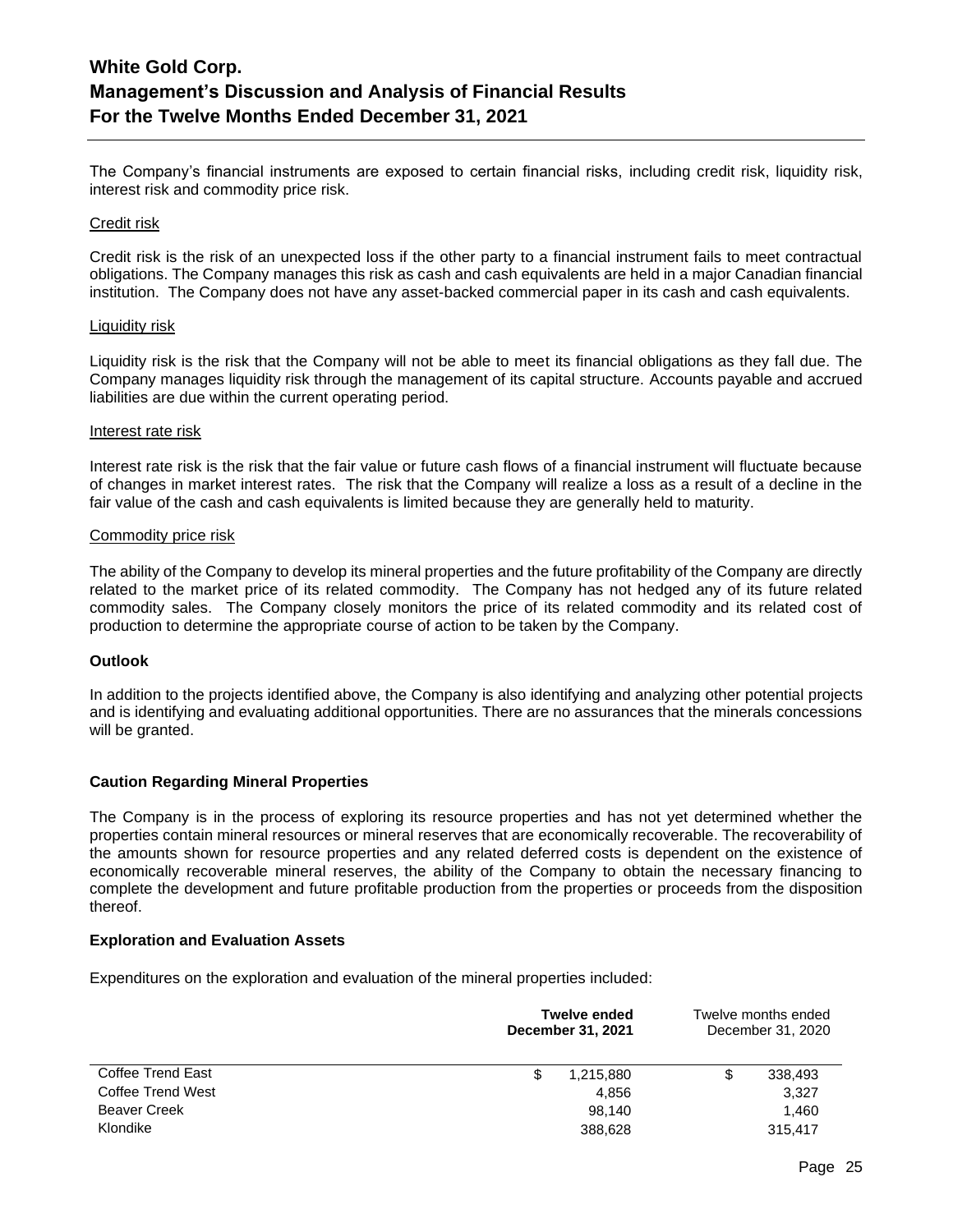The Company's financial instruments are exposed to certain financial risks, including credit risk, liquidity risk, interest risk and commodity price risk.

Credit risk

Credit risk is the risk of an unexpected loss if the other party to a financial instrument fails to meet contractual obligations. The Company manages this risk as cash and cash equivalents are held in a major Canadian financial institution. The Company does not have any asset-backed commercial paper in its cash and cash equivalents.

Liquidity risk

Liquidity risk is the risk that the Company will not be able to meet its financial obligations as they fall due. The Company manages liquidity risk through the management of its capital structure. Accounts payable and accrued liabilities are due within the current operating period.

Interest rate risk

Interest rate risk is the risk that the fair value or future cash flows of a financial instrument will fluctuate because of changes in market interest rates. The risk that the Company will realize a loss as a result of a decline in the fair value of the cash and cash equivalents is limited because they are generally held to maturity.

Commodity price risk

The ability of the Company to develop its mineral properties and the future profitability of the Company are directly related to the market price of its related commodity. The Company has not hedged any of its future related commodity sales. The Company closely monitors the price of its related commodity and its related cost of production to determine the appropriate course of action to be taken by the Company.

**Outlook**

In addition to the projects identified above, the Company is also identifying and analyzing other potential projects and is identifying and evaluating additional opportunities. There are no assurances that the minerals concessions will be granted.

**Caution Regarding Mineral Properties**

The Company is in the process of exploring its resource properties and has not yet determined whether the properties contain mineral resources or mineral reserves that are economically recoverable. The recoverability of the amounts shown for resource properties and any related deferred costs is dependent on the existence of economically recoverable mineral reserves, the ability of the Company to obtain the necessary financing to complete the development and future profitable production from the properties or proceeds from the disposition thereof.

**Exploration and Evaluation Assets**

Expenditures on the exploration and evaluation of the mineral properties included:

| | **Twelve ended December 31, 2021** | Twelve months ended December 31, 2020 |
|---|---|---|
| Coffee Trend East | $ 1,215,880 | $ 338,493 |
| Coffee Trend West | 4,856 | 3,327 |
| Beaver Creek | 98,140 | 1,460 |
| Klondike | 388,628 | 315,417 |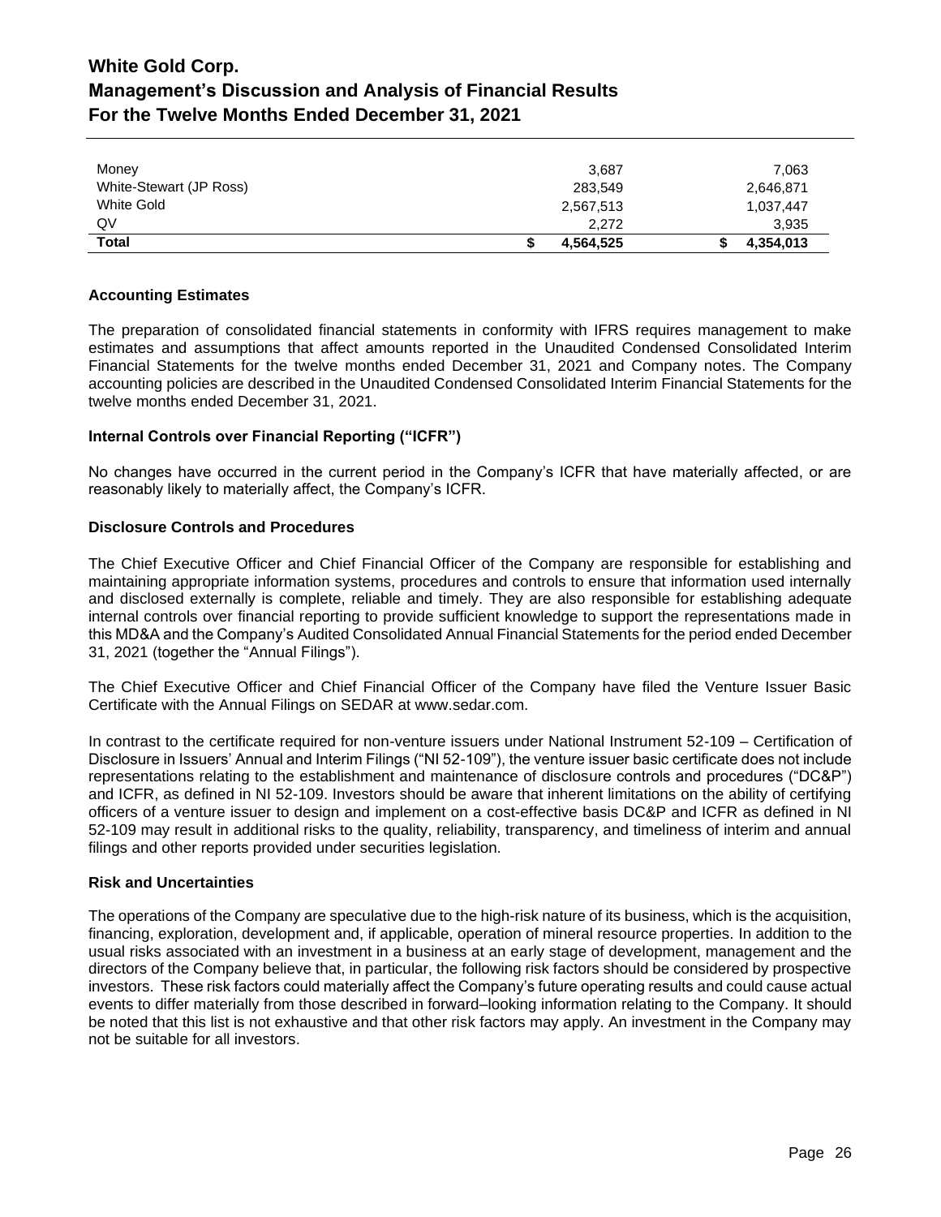| | | |
|---|---|---|
| Money | 3,687 | 7,063 |
| White-Stewart (JP Ross) | 283,549 | 2,646,871 |
| White Gold | 2,567,513 | 1,037,447 |
| QV | 2,272 | 3,935 |
| **Total** | **$ 4,564,525** | **$ 4,354,013** |

**Accounting Estimates**

The preparation of consolidated financial statements in conformity with IFRS requires management to make estimates and assumptions that affect amounts reported in the Unaudited Condensed Consolidated Interim Financial Statements for the twelve months ended December 31, 2021 and Company notes. The Company accounting policies are described in the Unaudited Condensed Consolidated Interim Financial Statements for the twelve months ended December 31, 2021.

**Internal Controls over Financial Reporting ("ICFR")**

No changes have occurred in the current period in the Company's ICFR that have materially affected, or are reasonably likely to materially affect, the Company's ICFR.

**Disclosure Controls and Procedures**

The Chief Executive Officer and Chief Financial Officer of the Company are responsible for establishing and maintaining appropriate information systems, procedures and controls to ensure that information used internally and disclosed externally is complete, reliable and timely. They are also responsible for establishing adequate internal controls over financial reporting to provide sufficient knowledge to support the representations made in this MD&A and the Company's Audited Consolidated Annual Financial Statements for the period ended December 31, 2021 (together the "Annual Filings").

The Chief Executive Officer and Chief Financial Officer of the Company have filed the Venture Issuer Basic Certificate with the Annual Filings on SEDAR at www.sedar.com.

In contrast to the certificate required for non-venture issuers under National Instrument 52-109 – Certification of Disclosure in Issuers' Annual and Interim Filings ("NI 52-109"), the venture issuer basic certificate does not include representations relating to the establishment and maintenance of disclosure controls and procedures ("DC&P") and ICFR, as defined in NI 52-109. Investors should be aware that inherent limitations on the ability of certifying officers of a venture issuer to design and implement on a cost-effective basis DC&P and ICFR as defined in NI 52-109 may result in additional risks to the quality, reliability, transparency, and timeliness of interim and annual filings and other reports provided under securities legislation.

**Risk and Uncertainties**

The operations of the Company are speculative due to the high-risk nature of its business, which is the acquisition, financing, exploration, development and, if applicable, operation of mineral resource properties. In addition to the usual risks associated with an investment in a business at an early stage of development, management and the directors of the Company believe that, in particular, the following risk factors should be considered by prospective investors. These risk factors could materially affect the Company's future operating results and could cause actual events to differ materially from those described in forward–looking information relating to the Company. It should be noted that this list is not exhaustive and that other risk factors may apply. An investment in the Company may not be suitable for all investors.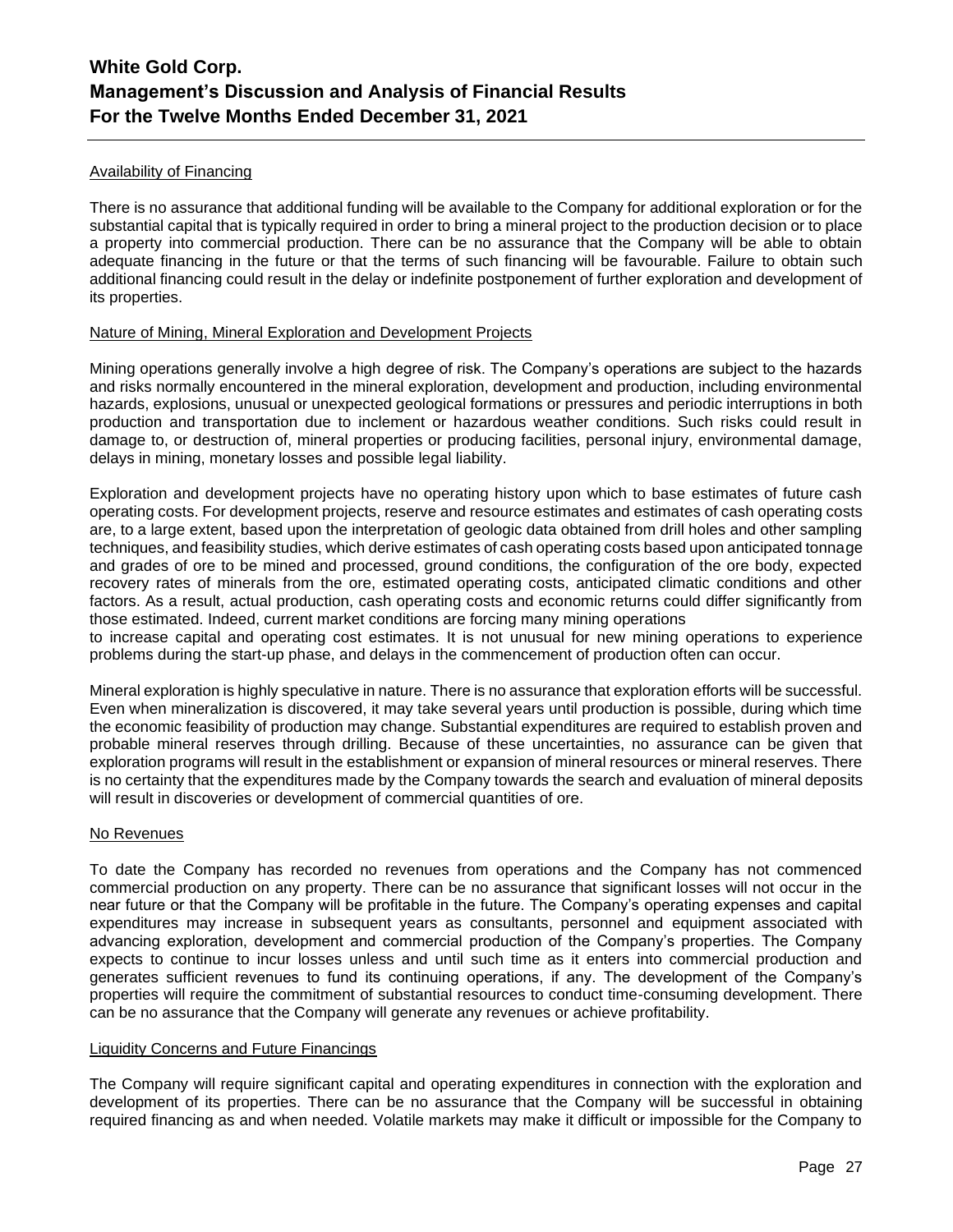Availability of Financing

There is no assurance that additional funding will be available to the Company for additional exploration or for the substantial capital that is typically required in order to bring a mineral project to the production decision or to place a property into commercial production. There can be no assurance that the Company will be able to obtain adequate financing in the future or that the terms of such financing will be favourable. Failure to obtain such additional financing could result in the delay or indefinite postponement of further exploration and development of its properties.

Nature of Mining, Mineral Exploration and Development Projects

Mining operations generally involve a high degree of risk. The Company's operations are subject to the hazards and risks normally encountered in the mineral exploration, development and production, including environmental hazards, explosions, unusual or unexpected geological formations or pressures and periodic interruptions in both production and transportation due to inclement or hazardous weather conditions. Such risks could result in damage to, or destruction of, mineral properties or producing facilities, personal injury, environmental damage, delays in mining, monetary losses and possible legal liability.

Exploration and development projects have no operating history upon which to base estimates of future cash operating costs. For development projects, reserve and resource estimates and estimates of cash operating costs are, to a large extent, based upon the interpretation of geologic data obtained from drill holes and other sampling techniques, and feasibility studies, which derive estimates of cash operating costs based upon anticipated tonnage and grades of ore to be mined and processed, ground conditions, the configuration of the ore body, expected recovery rates of minerals from the ore, estimated operating costs, anticipated climatic conditions and other factors. As a result, actual production, cash operating costs and economic returns could differ significantly from those estimated. Indeed, current market conditions are forcing many mining operations to increase capital and operating cost estimates. It is not unusual for new mining operations to experience problems during the start-up phase, and delays in the commencement of production often can occur.

Mineral exploration is highly speculative in nature. There is no assurance that exploration efforts will be successful. Even when mineralization is discovered, it may take several years until production is possible, during which time the economic feasibility of production may change. Substantial expenditures are required to establish proven and probable mineral reserves through drilling. Because of these uncertainties, no assurance can be given that exploration programs will result in the establishment or expansion of mineral resources or mineral reserves. There is no certainty that the expenditures made by the Company towards the search and evaluation of mineral deposits will result in discoveries or development of commercial quantities of ore.

No Revenues

To date the Company has recorded no revenues from operations and the Company has not commenced commercial production on any property. There can be no assurance that significant losses will not occur in the near future or that the Company will be profitable in the future. The Company's operating expenses and capital expenditures may increase in subsequent years as consultants, personnel and equipment associated with advancing exploration, development and commercial production of the Company's properties. The Company expects to continue to incur losses unless and until such time as it enters into commercial production and generates sufficient revenues to fund its continuing operations, if any. The development of the Company's properties will require the commitment of substantial resources to conduct time-consuming development. There can be no assurance that the Company will generate any revenues or achieve profitability.

Liquidity Concerns and Future Financings

The Company will require significant capital and operating expenditures in connection with the exploration and development of its properties. There can be no assurance that the Company will be successful in obtaining required financing as and when needed. Volatile markets may make it difficult or impossible for the Company to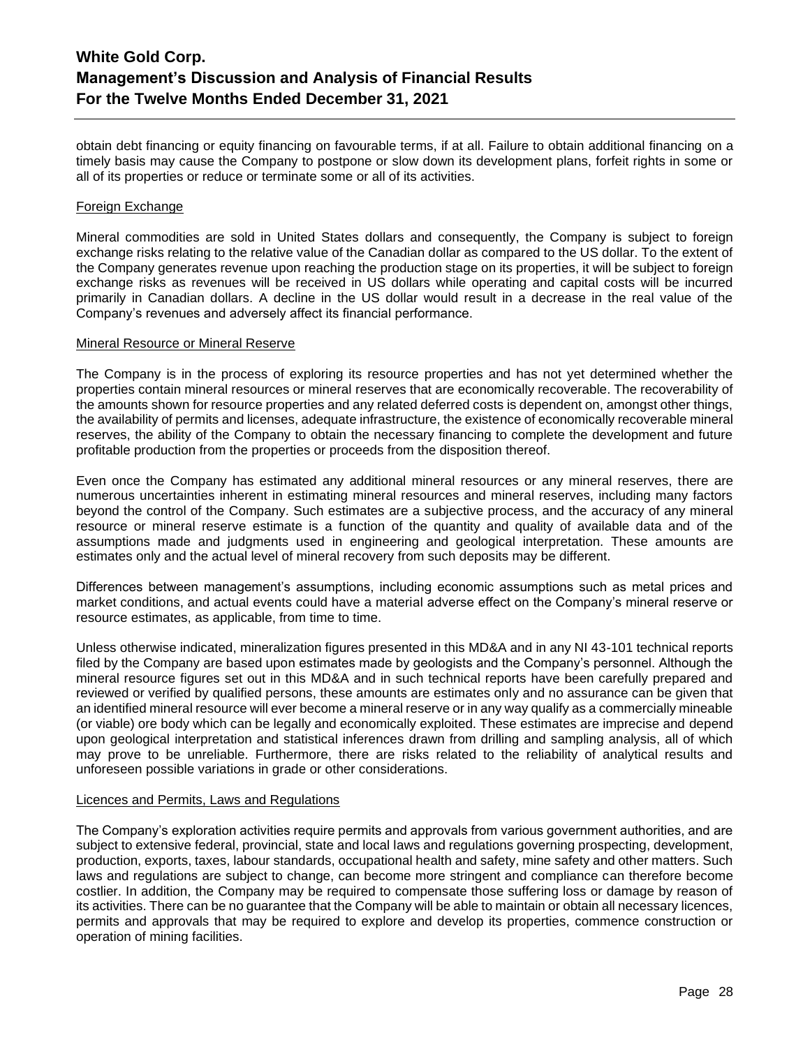obtain debt financing or equity financing on favourable terms, if at all. Failure to obtain additional financing on a timely basis may cause the Company to postpone or slow down its development plans, forfeit rights in some or all of its properties or reduce or terminate some or all of its activities.

Foreign Exchange

Mineral commodities are sold in United States dollars and consequently, the Company is subject to foreign exchange risks relating to the relative value of the Canadian dollar as compared to the US dollar. To the extent of the Company generates revenue upon reaching the production stage on its properties, it will be subject to foreign exchange risks as revenues will be received in US dollars while operating and capital costs will be incurred primarily in Canadian dollars. A decline in the US dollar would result in a decrease in the real value of the Company's revenues and adversely affect its financial performance.

Mineral Resource or Mineral Reserve

The Company is in the process of exploring its resource properties and has not yet determined whether the properties contain mineral resources or mineral reserves that are economically recoverable. The recoverability of the amounts shown for resource properties and any related deferred costs is dependent on, amongst other things, the availability of permits and licenses, adequate infrastructure, the existence of economically recoverable mineral reserves, the ability of the Company to obtain the necessary financing to complete the development and future profitable production from the properties or proceeds from the disposition thereof.

Even once the Company has estimated any additional mineral resources or any mineral reserves, there are numerous uncertainties inherent in estimating mineral resources and mineral reserves, including many factors beyond the control of the Company. Such estimates are a subjective process, and the accuracy of any mineral resource or mineral reserve estimate is a function of the quantity and quality of available data and of the assumptions made and judgments used in engineering and geological interpretation. These amounts are estimates only and the actual level of mineral recovery from such deposits may be different.

Differences between management's assumptions, including economic assumptions such as metal prices and market conditions, and actual events could have a material adverse effect on the Company's mineral reserve or resource estimates, as applicable, from time to time.

Unless otherwise indicated, mineralization figures presented in this MD&A and in any NI 43-101 technical reports filed by the Company are based upon estimates made by geologists and the Company's personnel. Although the mineral resource figures set out in this MD&A and in such technical reports have been carefully prepared and reviewed or verified by qualified persons, these amounts are estimates only and no assurance can be given that an identified mineral resource will ever become a mineral reserve or in any way qualify as a commercially mineable (or viable) ore body which can be legally and economically exploited. These estimates are imprecise and depend upon geological interpretation and statistical inferences drawn from drilling and sampling analysis, all of which may prove to be unreliable. Furthermore, there are risks related to the reliability of analytical results and unforeseen possible variations in grade or other considerations.

Licences and Permits, Laws and Regulations

The Company's exploration activities require permits and approvals from various government authorities, and are subject to extensive federal, provincial, state and local laws and regulations governing prospecting, development, production, exports, taxes, labour standards, occupational health and safety, mine safety and other matters. Such laws and regulations are subject to change, can become more stringent and compliance can therefore become costlier. In addition, the Company may be required to compensate those suffering loss or damage by reason of its activities. There can be no guarantee that the Company will be able to maintain or obtain all necessary licences, permits and approvals that may be required to explore and develop its properties, commence construction or operation of mining facilities.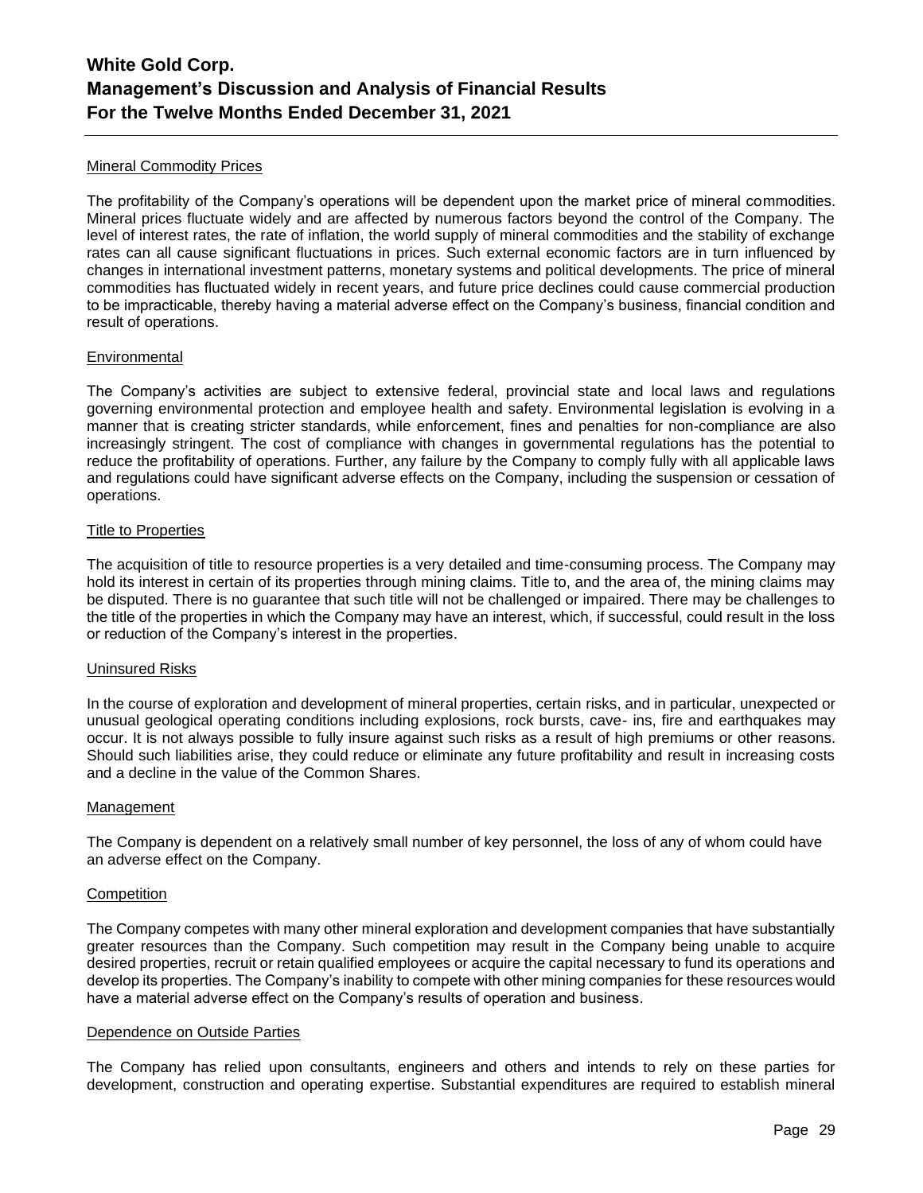#### Mineral Commodity Prices

The profitability of the Company's operations will be dependent upon the market price of mineral commodities. Mineral prices fluctuate widely and are affected by numerous factors beyond the control of the Company. The level of interest rates, the rate of inflation, the world supply of mineral commodities and the stability of exchange rates can all cause significant fluctuations in prices. Such external economic factors are in turn influenced by changes in international investment patterns, monetary systems and political developments. The price of mineral commodities has fluctuated widely in recent years, and future price declines could cause commercial production to be impracticable, thereby having a material adverse effect on the Company's business, financial condition and result of operations.

#### Environmental

The Company's activities are subject to extensive federal, provincial state and local laws and regulations governing environmental protection and employee health and safety. Environmental legislation is evolving in a manner that is creating stricter standards, while enforcement, fines and penalties for non-compliance are also increasingly stringent. The cost of compliance with changes in governmental regulations has the potential to reduce the profitability of operations. Further, any failure by the Company to comply fully with all applicable laws and regulations could have significant adverse effects on the Company, including the suspension or cessation of operations.

#### Title to Properties

The acquisition of title to resource properties is a very detailed and time-consuming process. The Company may hold its interest in certain of its properties through mining claims. Title to, and the area of, the mining claims may be disputed. There is no guarantee that such title will not be challenged or impaired. There may be challenges to the title of the properties in which the Company may have an interest, which, if successful, could result in the loss or reduction of the Company's interest in the properties.

#### Uninsured Risks

In the course of exploration and development of mineral properties, certain risks, and in particular, unexpected or unusual geological operating conditions including explosions, rock bursts, cave- ins, fire and earthquakes may occur. It is not always possible to fully insure against such risks as a result of high premiums or other reasons. Should such liabilities arise, they could reduce or eliminate any future profitability and result in increasing costs and a decline in the value of the Common Shares.

#### Management

The Company is dependent on a relatively small number of key personnel, the loss of any of whom could have an adverse effect on the Company.

#### Competition

The Company competes with many other mineral exploration and development companies that have substantially greater resources than the Company. Such competition may result in the Company being unable to acquire desired properties, recruit or retain qualified employees or acquire the capital necessary to fund its operations and develop its properties. The Company's inability to compete with other mining companies for these resources would have a material adverse effect on the Company's results of operation and business.

#### Dependence on Outside Parties

The Company has relied upon consultants, engineers and others and intends to rely on these parties for development, construction and operating expertise. Substantial expenditures are required to establish mineral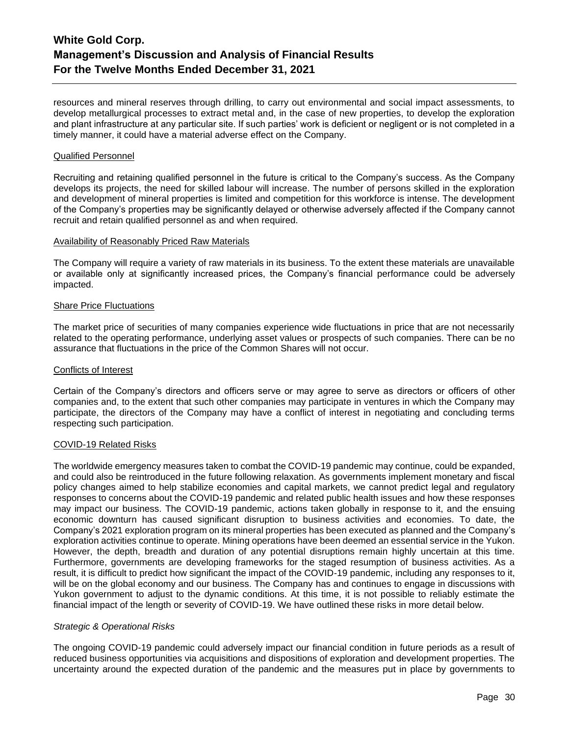resources and mineral reserves through drilling, to carry out environmental and social impact assessments, to develop metallurgical processes to extract metal and, in the case of new properties, to develop the exploration and plant infrastructure at any particular site. If such parties' work is deficient or negligent or is not completed in a timely manner, it could have a material adverse effect on the Company.

Qualified Personnel

Recruiting and retaining qualified personnel in the future is critical to the Company's success. As the Company develops its projects, the need for skilled labour will increase. The number of persons skilled in the exploration and development of mineral properties is limited and competition for this workforce is intense. The development of the Company's properties may be significantly delayed or otherwise adversely affected if the Company cannot recruit and retain qualified personnel as and when required.

Availability of Reasonably Priced Raw Materials

The Company will require a variety of raw materials in its business. To the extent these materials are unavailable or available only at significantly increased prices, the Company's financial performance could be adversely impacted.

Share Price Fluctuations

The market price of securities of many companies experience wide fluctuations in price that are not necessarily related to the operating performance, underlying asset values or prospects of such companies. There can be no assurance that fluctuations in the price of the Common Shares will not occur.

Conflicts of Interest

Certain of the Company's directors and officers serve or may agree to serve as directors or officers of other companies and, to the extent that such other companies may participate in ventures in which the Company may participate, the directors of the Company may have a conflict of interest in negotiating and concluding terms respecting such participation.

COVID-19 Related Risks

The worldwide emergency measures taken to combat the COVID-19 pandemic may continue, could be expanded, and could also be reintroduced in the future following relaxation. As governments implement monetary and fiscal policy changes aimed to help stabilize economies and capital markets, we cannot predict legal and regulatory responses to concerns about the COVID-19 pandemic and related public health issues and how these responses may impact our business. The COVID-19 pandemic, actions taken globally in response to it, and the ensuing economic downturn has caused significant disruption to business activities and economies. To date, the Company's 2021 exploration program on its mineral properties has been executed as planned and the Company's exploration activities continue to operate. Mining operations have been deemed an essential service in the Yukon. However, the depth, breadth and duration of any potential disruptions remain highly uncertain at this time. Furthermore, governments are developing frameworks for the staged resumption of business activities. As a result, it is difficult to predict how significant the impact of the COVID-19 pandemic, including any responses to it, will be on the global economy and our business. The Company has and continues to engage in discussions with Yukon government to adjust to the dynamic conditions. At this time, it is not possible to reliably estimate the financial impact of the length or severity of COVID-19. We have outlined these risks in more detail below.

*Strategic & Operational Risks*

The ongoing COVID-19 pandemic could adversely impact our financial condition in future periods as a result of reduced business opportunities via acquisitions and dispositions of exploration and development properties. The uncertainty around the expected duration of the pandemic and the measures put in place by governments to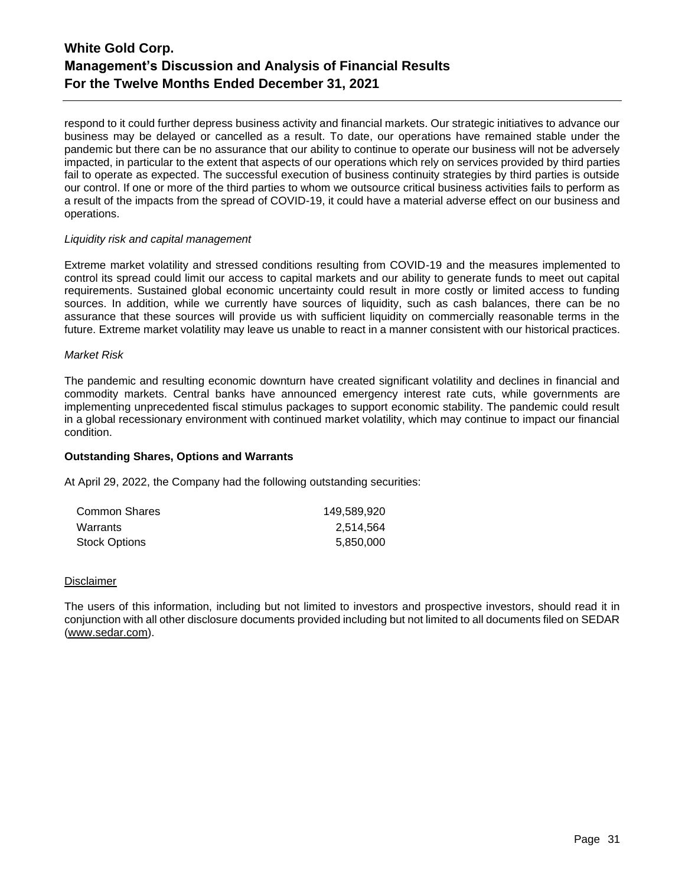respond to it could further depress business activity and financial markets. Our strategic initiatives to advance our business may be delayed or cancelled as a result. To date, our operations have remained stable under the pandemic but there can be no assurance that our ability to continue to operate our business will not be adversely impacted, in particular to the extent that aspects of our operations which rely on services provided by third parties fail to operate as expected. The successful execution of business continuity strategies by third parties is outside our control. If one or more of the third parties to whom we outsource critical business activities fails to perform as a result of the impacts from the spread of COVID-19, it could have a material adverse effect on our business and operations.

*Liquidity risk and capital management*

Extreme market volatility and stressed conditions resulting from COVID-19 and the measures implemented to control its spread could limit our access to capital markets and our ability to generate funds to meet out capital requirements. Sustained global economic uncertainty could result in more costly or limited access to funding sources. In addition, while we currently have sources of liquidity, such as cash balances, there can be no assurance that these sources will provide us with sufficient liquidity on commercially reasonable terms in the future. Extreme market volatility may leave us unable to react in a manner consistent with our historical practices.

*Market Risk*

The pandemic and resulting economic downturn have created significant volatility and declines in financial and commodity markets. Central banks have announced emergency interest rate cuts, while governments are implementing unprecedented fiscal stimulus packages to support economic stability. The pandemic could result in a global recessionary environment with continued market volatility, which may continue to impact our financial condition.

**Outstanding Shares, Options and Warrants**

At April 29, 2022, the Company had the following outstanding securities:

| | |
|---|---|
| Common Shares | 149,589,920 |
| Warrants | 2,514,564 |
| Stock Options | 5,850,000 |

Disclaimer

The users of this information, including but not limited to investors and prospective investors, should read it in conjunction with all other disclosure documents provided including but not limited to all documents filed on SEDAR (www.sedar.com).